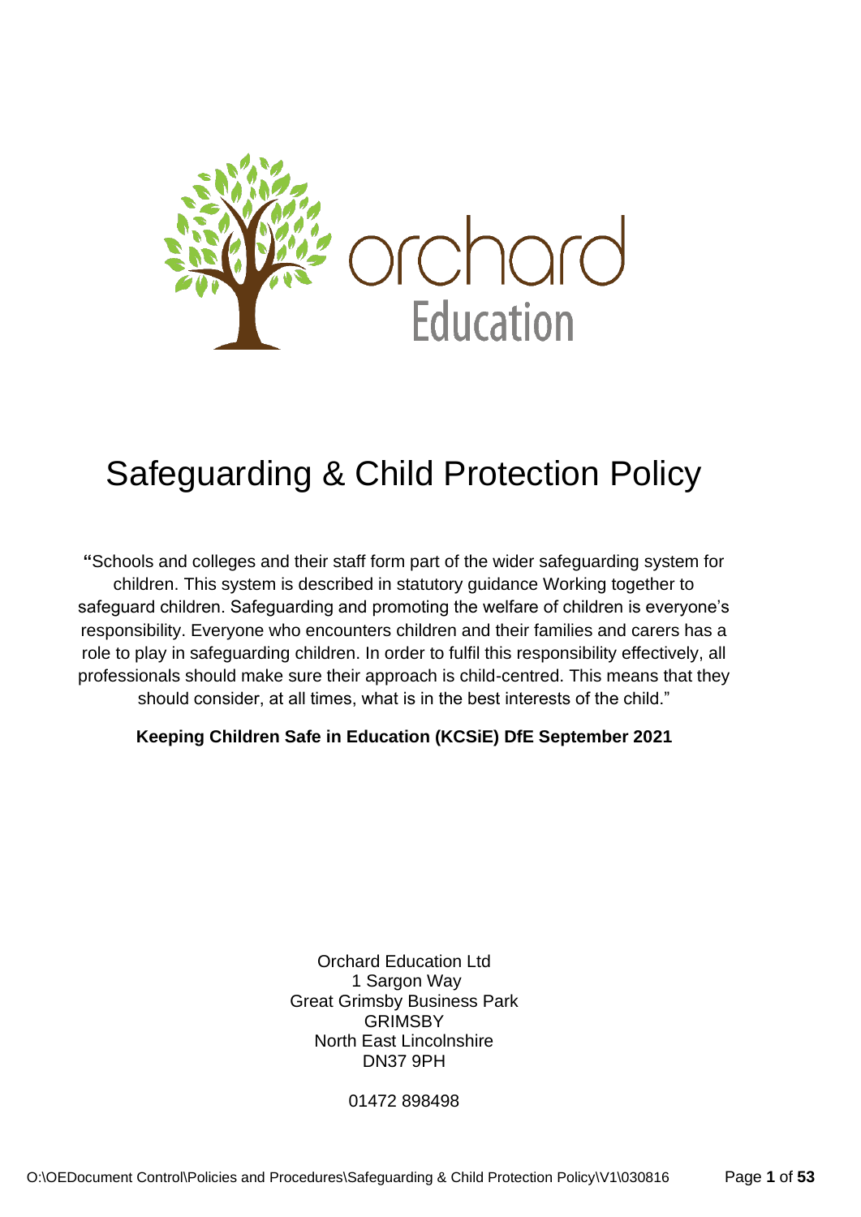orchard
Education

# Safeguarding & Child Protection Policy

**"**Schools and colleges and their staff form part of the wider safeguarding system for children. This system is described in statutory guidance Working together to safeguard children. Safeguarding and promoting the welfare of children is everyone's responsibility. Everyone who encounters children and their families and carers has a role to play in safeguarding children. In order to fulfil this responsibility effectively, all professionals should make sure their approach is child-centred. This means that they should consider, at all times, what is in the best interests of the child."

**Keeping Children Safe in Education (KCSiE) DfE September 2021**

Orchard Education Ltd
1 Sargon Way
Great Grimsby Business Park
GRIMSBY
North East Lincolnshire
DN37 9PH

01472 898498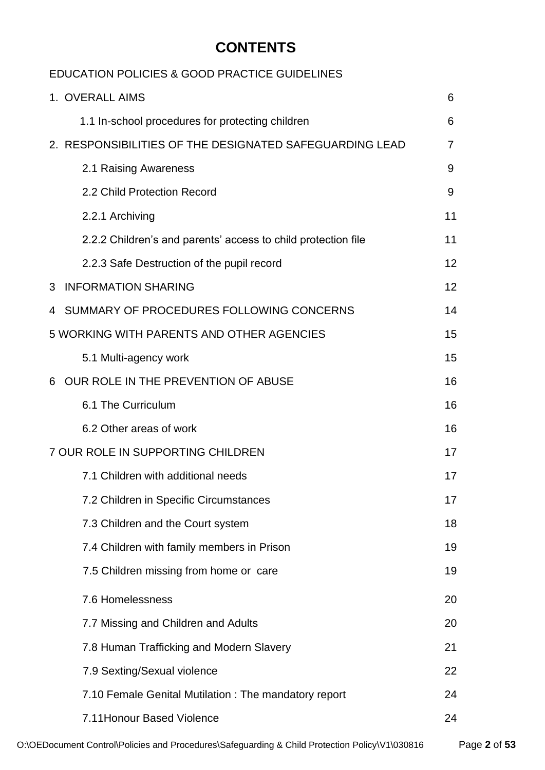# CONTENTS

EDUCATION POLICIES & GOOD PRACTICE GUIDELINES

| | |
|---|---|
| 1. OVERALL AIMS | 6 |
| 1.1 In-school procedures for protecting children | 6 |
| 2. RESPONSIBILITIES OF THE DESIGNATED SAFEGUARDING LEAD | 7 |
| 2.1 Raising Awareness | 9 |
| 2.2 Child Protection Record | 9 |
| 2.2.1 Archiving | 11 |
| 2.2.2 Children's and parents' access to child protection file | 11 |
| 2.2.3 Safe Destruction of the pupil record | 12 |
| 3 INFORMATION SHARING | 12 |
| 4 SUMMARY OF PROCEDURES FOLLOWING CONCERNS | 14 |
| 5 WORKING WITH PARENTS AND OTHER AGENCIES | 15 |
| 5.1 Multi-agency work | 15 |
| 6 OUR ROLE IN THE PREVENTION OF ABUSE | 16 |
| 6.1 The Curriculum | 16 |
| 6.2 Other areas of work | 16 |
| 7 OUR ROLE IN SUPPORTING CHILDREN | 17 |
| 7.1 Children with additional needs | 17 |
| 7.2 Children in Specific Circumstances | 17 |
| 7.3 Children and the Court system | 18 |
| 7.4 Children with family members in Prison | 19 |
| 7.5 Children missing from home or care | 19 |
| 7.6 Homelessness | 20 |
| 7.7 Missing and Children and Adults | 20 |
| 7.8 Human Trafficking and Modern Slavery | 21 |
| 7.9 Sexting/Sexual violence | 22 |
| 7.10 Female Genital Mutilation : The mandatory report | 24 |
| 7.11Honour Based Violence | 24 |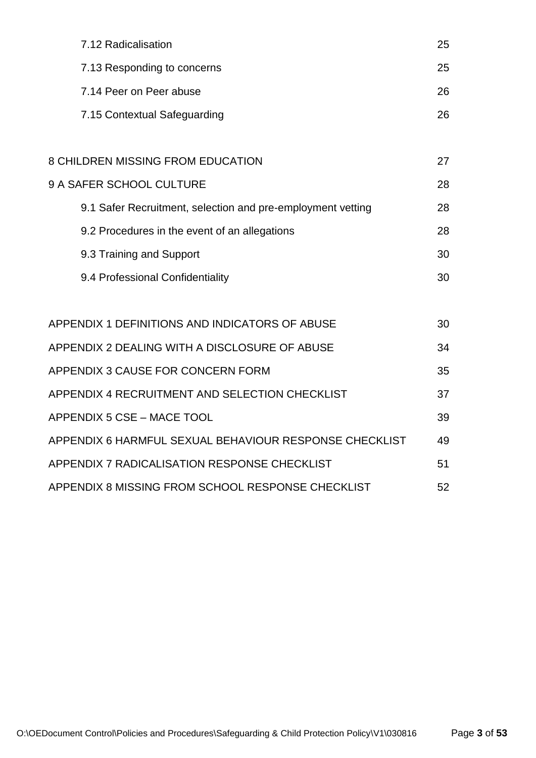| | |
|---|---|
| 7.12 Radicalisation | 25 |
| 7.13 Responding to concerns | 25 |
| 7.14 Peer on Peer abuse | 26 |
| 7.15 Contextual Safeguarding | 26 |
| | |
| 8 CHILDREN MISSING FROM EDUCATION | 27 |
| 9 A SAFER SCHOOL CULTURE | 28 |
| 9.1 Safer Recruitment, selection and pre-employment vetting | 28 |
| 9.2 Procedures in the event of an allegations | 28 |
| 9.3 Training and Support | 30 |
| 9.4 Professional Confidentiality | 30 |
| | |
| APPENDIX 1 DEFINITIONS AND INDICATORS OF ABUSE | 30 |
| APPENDIX 2 DEALING WITH A DISCLOSURE OF ABUSE | 34 |
| APPENDIX 3 CAUSE FOR CONCERN FORM | 35 |
| APPENDIX 4 RECRUITMENT AND SELECTION CHECKLIST | 37 |
| APPENDIX 5 CSE – MACE TOOL | 39 |
| APPENDIX 6 HARMFUL SEXUAL BEHAVIOUR RESPONSE CHECKLIST | 49 |
| APPENDIX 7 RADICALISATION RESPONSE CHECKLIST | 51 |
| APPENDIX 8 MISSING FROM SCHOOL RESPONSE CHECKLIST | 52 |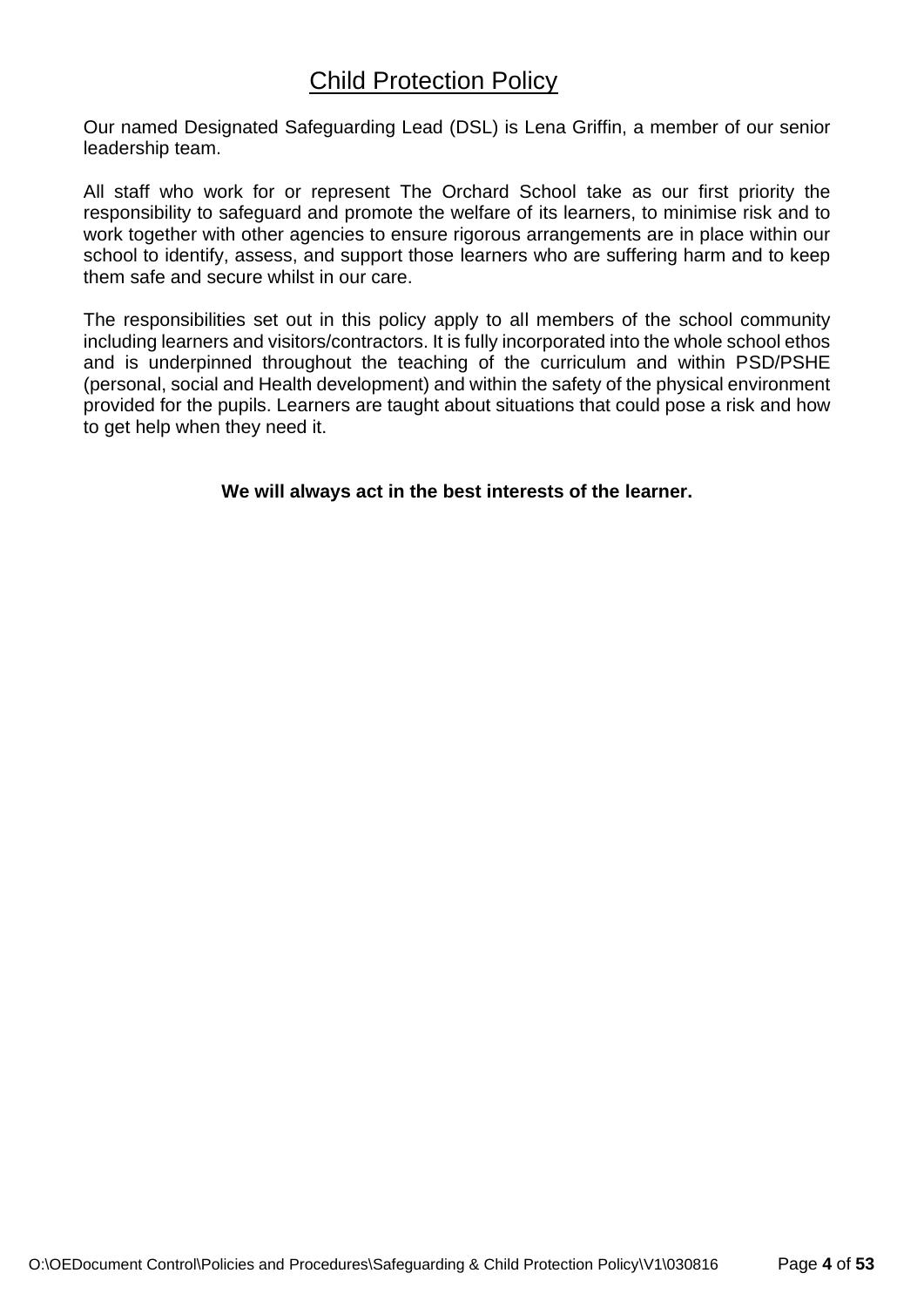# Child Protection Policy

Our named Designated Safeguarding Lead (DSL) is Lena Griffin, a member of our senior leadership team.

All staff who work for or represent The Orchard School take as our first priority the responsibility to safeguard and promote the welfare of its learners, to minimise risk and to work together with other agencies to ensure rigorous arrangements are in place within our school to identify, assess, and support those learners who are suffering harm and to keep them safe and secure whilst in our care.

The responsibilities set out in this policy apply to all members of the school community including learners and visitors/contractors. It is fully incorporated into the whole school ethos and is underpinned throughout the teaching of the curriculum and within PSD/PSHE (personal, social and Health development) and within the safety of the physical environment provided for the pupils. Learners are taught about situations that could pose a risk and how to get help when they need it.

**We will always act in the best interests of the learner.**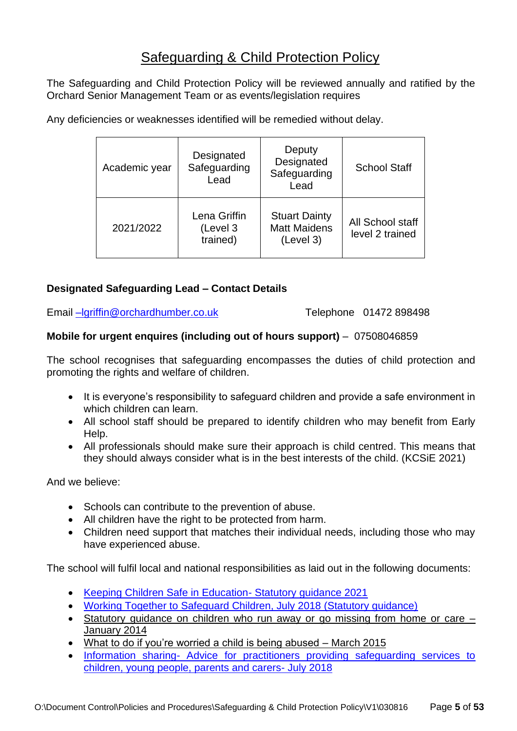# Safeguarding & Child Protection Policy

The Safeguarding and Child Protection Policy will be reviewed annually and ratified by the Orchard Senior Management Team or as events/legislation requires

Any deficiencies or weaknesses identified will be remedied without delay.

| Academic year | Designated Safeguarding Lead | Deputy Designated Safeguarding Lead | School Staff |
|---|---|---|---|
| 2021/2022 | Lena Griffin (Level 3 trained) | Stuart Dainty Matt Maidens (Level 3) | All School staff level 2 trained |

**Designated Safeguarding Lead – Contact Details**

Email –lgriffin@orchardhumber.co.uk Telephone 01472 898498

**Mobile for urgent enquires (including out of hours support)** – 07508046859

The school recognises that safeguarding encompasses the duties of child protection and promoting the rights and welfare of children.

- It is everyone's responsibility to safeguard children and provide a safe environment in which children can learn.
- All school staff should be prepared to identify children who may benefit from Early Help.
- All professionals should make sure their approach is child centred. This means that they should always consider what is in the best interests of the child. (KCSiE 2021)

And we believe:

- Schools can contribute to the prevention of abuse.
- All children have the right to be protected from harm.
- Children need support that matches their individual needs, including those who may have experienced abuse.

The school will fulfil local and national responsibilities as laid out in the following documents:

- Keeping Children Safe in Education- Statutory guidance 2021
- Working Together to Safeguard Children, July 2018 (Statutory guidance)
- Statutory guidance on children who run away or go missing from home or care – January 2014
- What to do if you're worried a child is being abused – March 2015
- Information sharing- Advice for practitioners providing safeguarding services to children, young people, parents and carers- July 2018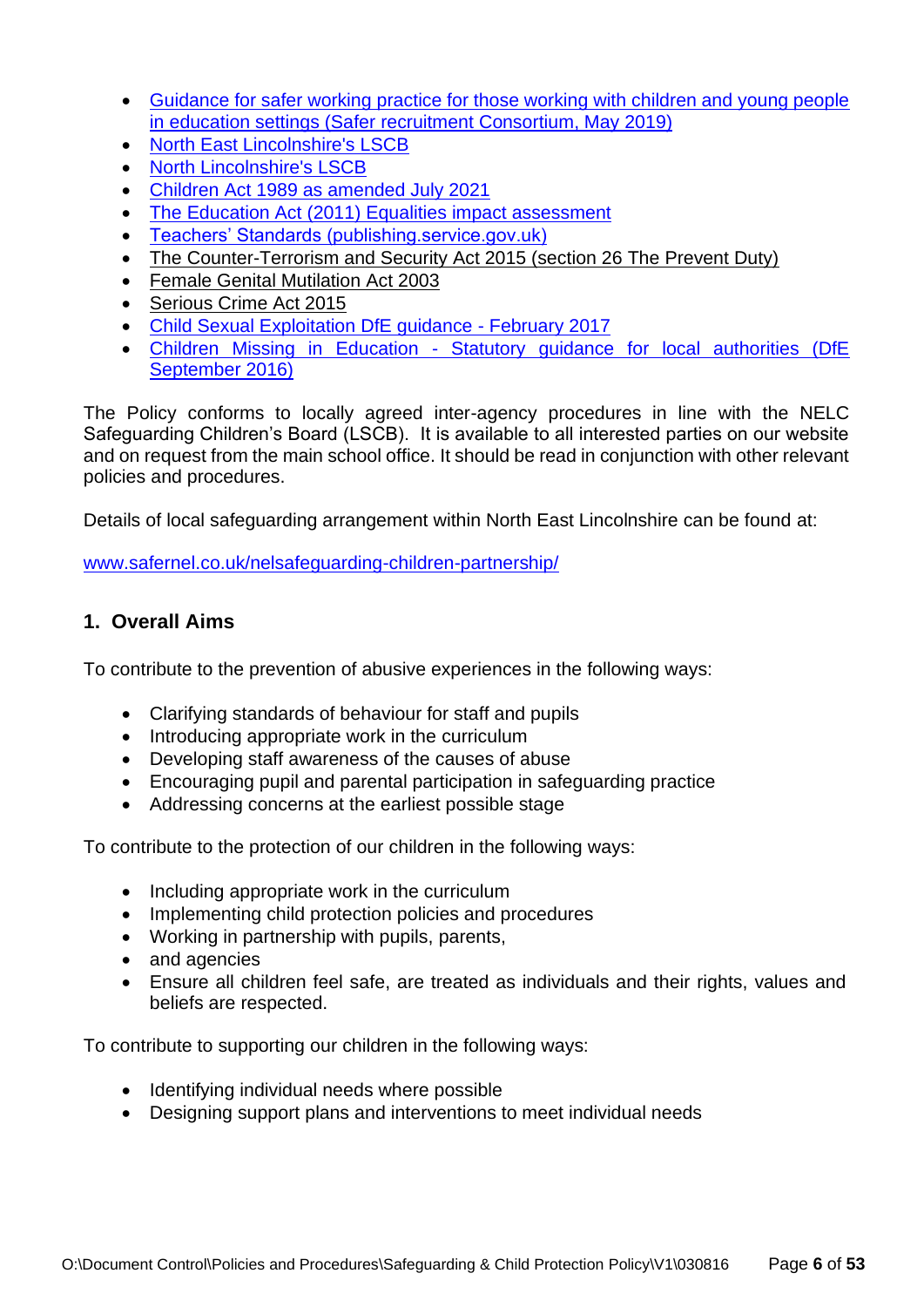- Guidance for safer working practice for those working with children and young people in education settings (Safer recruitment Consortium, May 2019)
- North East Lincolnshire's LSCB
- North Lincolnshire's LSCB
- Children Act 1989 as amended July 2021
- The Education Act (2011) Equalities impact assessment
- Teachers' Standards (publishing.service.gov.uk)
- The Counter-Terrorism and Security Act 2015 (section 26 The Prevent Duty)
- Female Genital Mutilation Act 2003
- Serious Crime Act 2015
- Child Sexual Exploitation DfE guidance - February 2017
- Children Missing in Education - Statutory guidance for local authorities (DfE September 2016)

The Policy conforms to locally agreed inter-agency procedures in line with the NELC Safeguarding Children's Board (LSCB). It is available to all interested parties on our website and on request from the main school office. It should be read in conjunction with other relevant policies and procedures.

Details of local safeguarding arrangement within North East Lincolnshire can be found at:

www.safernel.co.uk/nelsafeguarding-children-partnership/

## 1. Overall Aims

To contribute to the prevention of abusive experiences in the following ways:

- Clarifying standards of behaviour for staff and pupils
- Introducing appropriate work in the curriculum
- Developing staff awareness of the causes of abuse
- Encouraging pupil and parental participation in safeguarding practice
- Addressing concerns at the earliest possible stage

To contribute to the protection of our children in the following ways:

- Including appropriate work in the curriculum
- Implementing child protection policies and procedures
- Working in partnership with pupils, parents,
- and agencies
- Ensure all children feel safe, are treated as individuals and their rights, values and beliefs are respected.

To contribute to supporting our children in the following ways:

- Identifying individual needs where possible
- Designing support plans and interventions to meet individual needs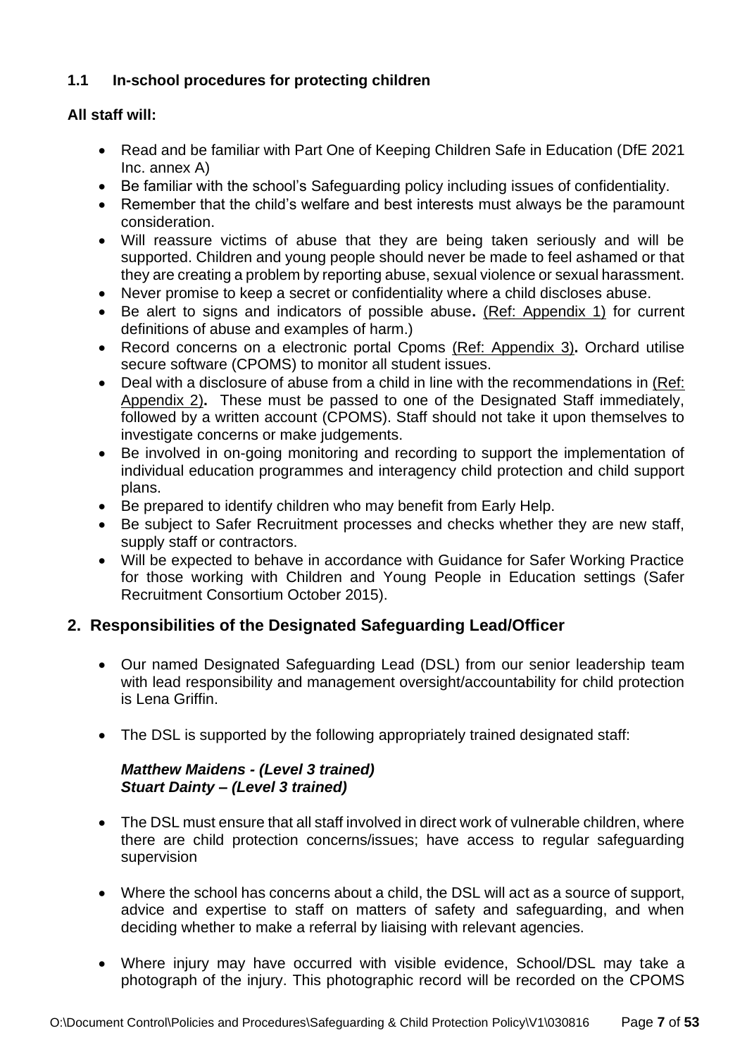### 1.1 In-school procedures for protecting children

**All staff will:**

- Read and be familiar with Part One of Keeping Children Safe in Education (DfE 2021 Inc. annex A)
- Be familiar with the school's Safeguarding policy including issues of confidentiality.
- Remember that the child's welfare and best interests must always be the paramount consideration.
- Will reassure victims of abuse that they are being taken seriously and will be supported. Children and young people should never be made to feel ashamed or that they are creating a problem by reporting abuse, sexual violence or sexual harassment.
- Never promise to keep a secret or confidentiality where a child discloses abuse.
- Be alert to signs and indicators of possible abuse**.** (Ref: Appendix 1) for current definitions of abuse and examples of harm.)
- Record concerns on a electronic portal Cpoms (Ref: Appendix 3)**.** Orchard utilise secure software (CPOMS) to monitor all student issues.
- Deal with a disclosure of abuse from a child in line with the recommendations in (Ref: Appendix 2)**.** These must be passed to one of the Designated Staff immediately, followed by a written account (CPOMS). Staff should not take it upon themselves to investigate concerns or make judgements.
- Be involved in on-going monitoring and recording to support the implementation of individual education programmes and interagency child protection and child support plans.
- Be prepared to identify children who may benefit from Early Help.
- Be subject to Safer Recruitment processes and checks whether they are new staff, supply staff or contractors.
- Will be expected to behave in accordance with Guidance for Safer Working Practice for those working with Children and Young People in Education settings (Safer Recruitment Consortium October 2015).

## 2. Responsibilities of the Designated Safeguarding Lead/Officer

- Our named Designated Safeguarding Lead (DSL) from our senior leadership team with lead responsibility and management oversight/accountability for child protection is Lena Griffin.

- The DSL is supported by the following appropriately trained designated staff:

  ***Matthew Maidens - (Level 3 trained)***
  ***Stuart Dainty – (Level 3 trained)***

- The DSL must ensure that all staff involved in direct work of vulnerable children, where there are child protection concerns/issues; have access to regular safeguarding supervision

- Where the school has concerns about a child, the DSL will act as a source of support, advice and expertise to staff on matters of safety and safeguarding, and when deciding whether to make a referral by liaising with relevant agencies.

- Where injury may have occurred with visible evidence, School/DSL may take a photograph of the injury. This photographic record will be recorded on the CPOMS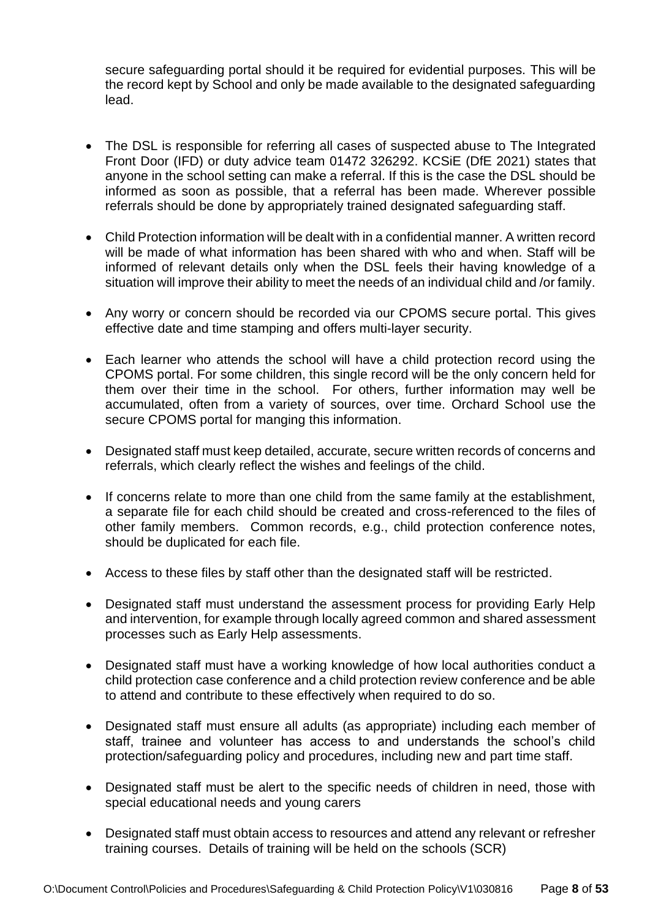secure safeguarding portal should it be required for evidential purposes. This will be the record kept by School and only be made available to the designated safeguarding lead.

- The DSL is responsible for referring all cases of suspected abuse to The Integrated Front Door (IFD) or duty advice team 01472 326292. KCSiE (DfE 2021) states that anyone in the school setting can make a referral. If this is the case the DSL should be informed as soon as possible, that a referral has been made. Wherever possible referrals should be done by appropriately trained designated safeguarding staff.

- Child Protection information will be dealt with in a confidential manner. A written record will be made of what information has been shared with who and when. Staff will be informed of relevant details only when the DSL feels their having knowledge of a situation will improve their ability to meet the needs of an individual child and /or family.

- Any worry or concern should be recorded via our CPOMS secure portal. This gives effective date and time stamping and offers multi-layer security.

- Each learner who attends the school will have a child protection record using the CPOMS portal. For some children, this single record will be the only concern held for them over their time in the school. For others, further information may well be accumulated, often from a variety of sources, over time. Orchard School use the secure CPOMS portal for manging this information.

- Designated staff must keep detailed, accurate, secure written records of concerns and referrals, which clearly reflect the wishes and feelings of the child.

- If concerns relate to more than one child from the same family at the establishment, a separate file for each child should be created and cross-referenced to the files of other family members. Common records, e.g., child protection conference notes, should be duplicated for each file.

- Access to these files by staff other than the designated staff will be restricted.

- Designated staff must understand the assessment process for providing Early Help and intervention, for example through locally agreed common and shared assessment processes such as Early Help assessments.

- Designated staff must have a working knowledge of how local authorities conduct a child protection case conference and a child protection review conference and be able to attend and contribute to these effectively when required to do so.

- Designated staff must ensure all adults (as appropriate) including each member of staff, trainee and volunteer has access to and understands the school's child protection/safeguarding policy and procedures, including new and part time staff.

- Designated staff must be alert to the specific needs of children in need, those with special educational needs and young carers

- Designated staff must obtain access to resources and attend any relevant or refresher training courses. Details of training will be held on the schools (SCR)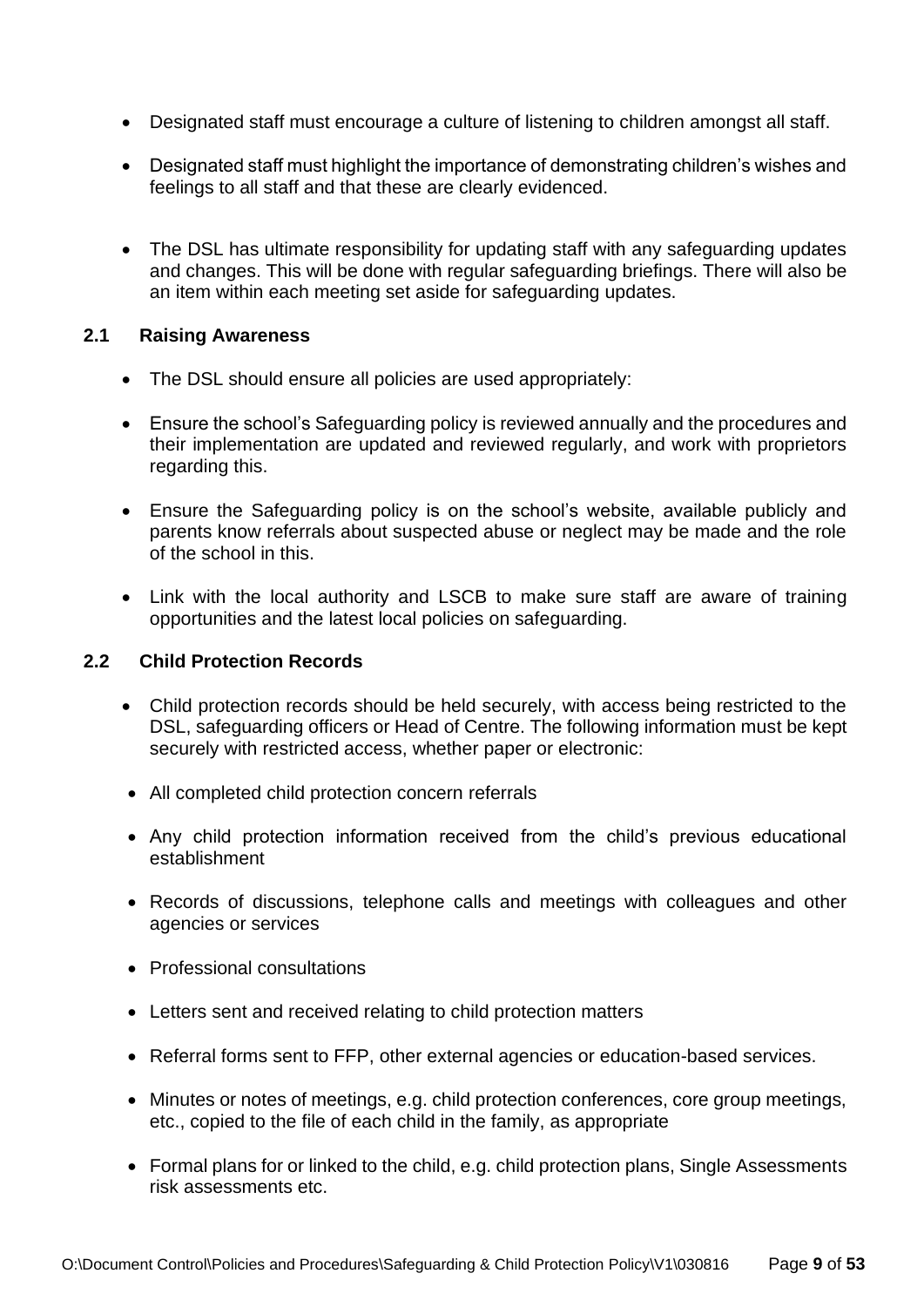- Designated staff must encourage a culture of listening to children amongst all staff.
- Designated staff must highlight the importance of demonstrating children's wishes and feelings to all staff and that these are clearly evidenced.
- The DSL has ultimate responsibility for updating staff with any safeguarding updates and changes. This will be done with regular safeguarding briefings. There will also be an item within each meeting set aside for safeguarding updates.

## 2.1 Raising Awareness

- The DSL should ensure all policies are used appropriately:
- Ensure the school's Safeguarding policy is reviewed annually and the procedures and their implementation are updated and reviewed regularly, and work with proprietors regarding this.
- Ensure the Safeguarding policy is on the school's website, available publicly and parents know referrals about suspected abuse or neglect may be made and the role of the school in this.
- Link with the local authority and LSCB to make sure staff are aware of training opportunities and the latest local policies on safeguarding.

## 2.2 Child Protection Records

- Child protection records should be held securely, with access being restricted to the DSL, safeguarding officers or Head of Centre. The following information must be kept securely with restricted access, whether paper or electronic:
- All completed child protection concern referrals
- Any child protection information received from the child's previous educational establishment
- Records of discussions, telephone calls and meetings with colleagues and other agencies or services
- Professional consultations
- Letters sent and received relating to child protection matters
- Referral forms sent to FFP, other external agencies or education-based services.
- Minutes or notes of meetings, e.g. child protection conferences, core group meetings, etc., copied to the file of each child in the family, as appropriate
- Formal plans for or linked to the child, e.g. child protection plans, Single Assessments risk assessments etc.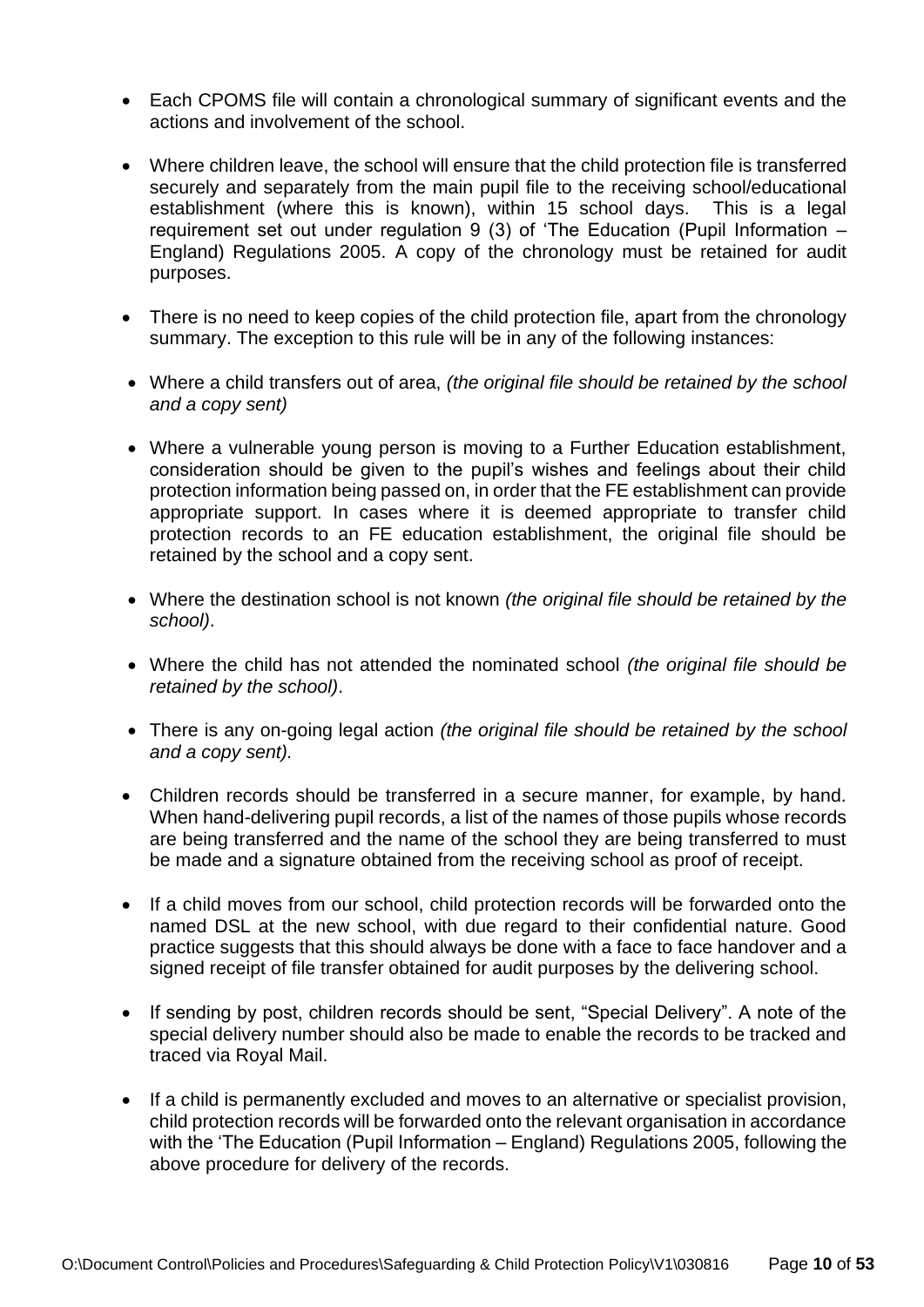- Each CPOMS file will contain a chronological summary of significant events and the actions and involvement of the school.

- Where children leave, the school will ensure that the child protection file is transferred securely and separately from the main pupil file to the receiving school/educational establishment (where this is known), within 15 school days. This is a legal requirement set out under regulation 9 (3) of 'The Education (Pupil Information – England) Regulations 2005. A copy of the chronology must be retained for audit purposes.

- There is no need to keep copies of the child protection file, apart from the chronology summary. The exception to this rule will be in any of the following instances:

- Where a child transfers out of area, *(the original file should be retained by the school and a copy sent)*

- Where a vulnerable young person is moving to a Further Education establishment, consideration should be given to the pupil's wishes and feelings about their child protection information being passed on, in order that the FE establishment can provide appropriate support. In cases where it is deemed appropriate to transfer child protection records to an FE education establishment, the original file should be retained by the school and a copy sent.

- Where the destination school is not known *(the original file should be retained by the school)*.

- Where the child has not attended the nominated school *(the original file should be retained by the school)*.

- There is any on-going legal action *(the original file should be retained by the school and a copy sent).*

- Children records should be transferred in a secure manner, for example, by hand. When hand-delivering pupil records, a list of the names of those pupils whose records are being transferred and the name of the school they are being transferred to must be made and a signature obtained from the receiving school as proof of receipt.

- If a child moves from our school, child protection records will be forwarded onto the named DSL at the new school, with due regard to their confidential nature. Good practice suggests that this should always be done with a face to face handover and a signed receipt of file transfer obtained for audit purposes by the delivering school.

- If sending by post, children records should be sent, "Special Delivery". A note of the special delivery number should also be made to enable the records to be tracked and traced via Royal Mail.

- If a child is permanently excluded and moves to an alternative or specialist provision, child protection records will be forwarded onto the relevant organisation in accordance with the 'The Education (Pupil Information – England) Regulations 2005, following the above procedure for delivery of the records.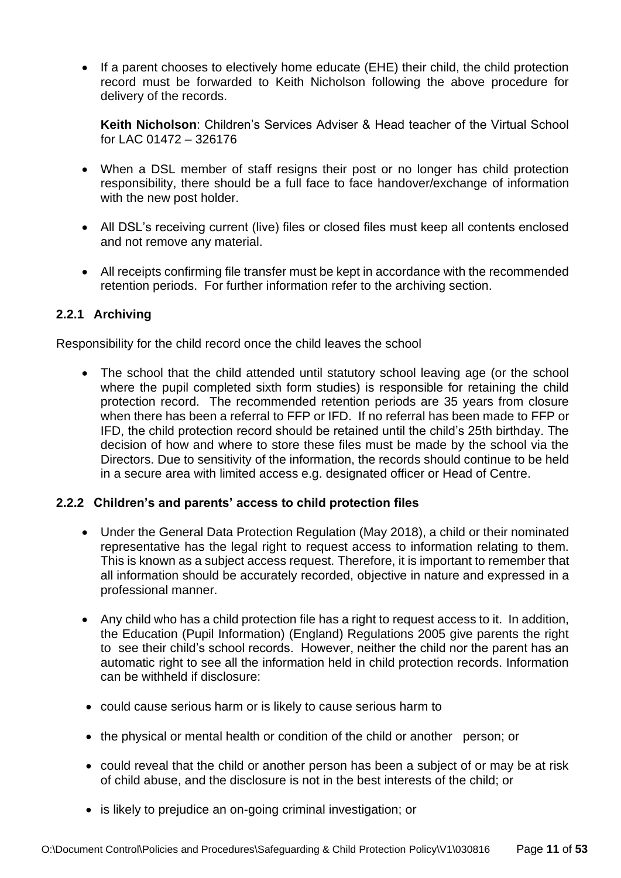- If a parent chooses to electively home educate (EHE) their child, the child protection record must be forwarded to Keith Nicholson following the above procedure for delivery of the records.

  **Keith Nicholson**: Children's Services Adviser & Head teacher of the Virtual School for LAC 01472 – 326176

- When a DSL member of staff resigns their post or no longer has child protection responsibility, there should be a full face to face handover/exchange of information with the new post holder.

- All DSL's receiving current (live) files or closed files must keep all contents enclosed and not remove any material.

- All receipts confirming file transfer must be kept in accordance with the recommended retention periods. For further information refer to the archiving section.

### 2.2.1 Archiving

Responsibility for the child record once the child leaves the school

- The school that the child attended until statutory school leaving age (or the school where the pupil completed sixth form studies) is responsible for retaining the child protection record. The recommended retention periods are 35 years from closure when there has been a referral to FFP or IFD. If no referral has been made to FFP or IFD, the child protection record should be retained until the child's 25th birthday. The decision of how and where to store these files must be made by the school via the Directors. Due to sensitivity of the information, the records should continue to be held in a secure area with limited access e.g. designated officer or Head of Centre.

### 2.2.2 Children's and parents' access to child protection files

- Under the General Data Protection Regulation (May 2018), a child or their nominated representative has the legal right to request access to information relating to them. This is known as a subject access request. Therefore, it is important to remember that all information should be accurately recorded, objective in nature and expressed in a professional manner.

- Any child who has a child protection file has a right to request access to it. In addition, the Education (Pupil Information) (England) Regulations 2005 give parents the right to see their child's school records. However, neither the child nor the parent has an automatic right to see all the information held in child protection records. Information can be withheld if disclosure:

- could cause serious harm or is likely to cause serious harm to
- the physical or mental health or condition of the child or another person; or
- could reveal that the child or another person has been a subject of or may be at risk of child abuse, and the disclosure is not in the best interests of the child; or
- is likely to prejudice an on-going criminal investigation; or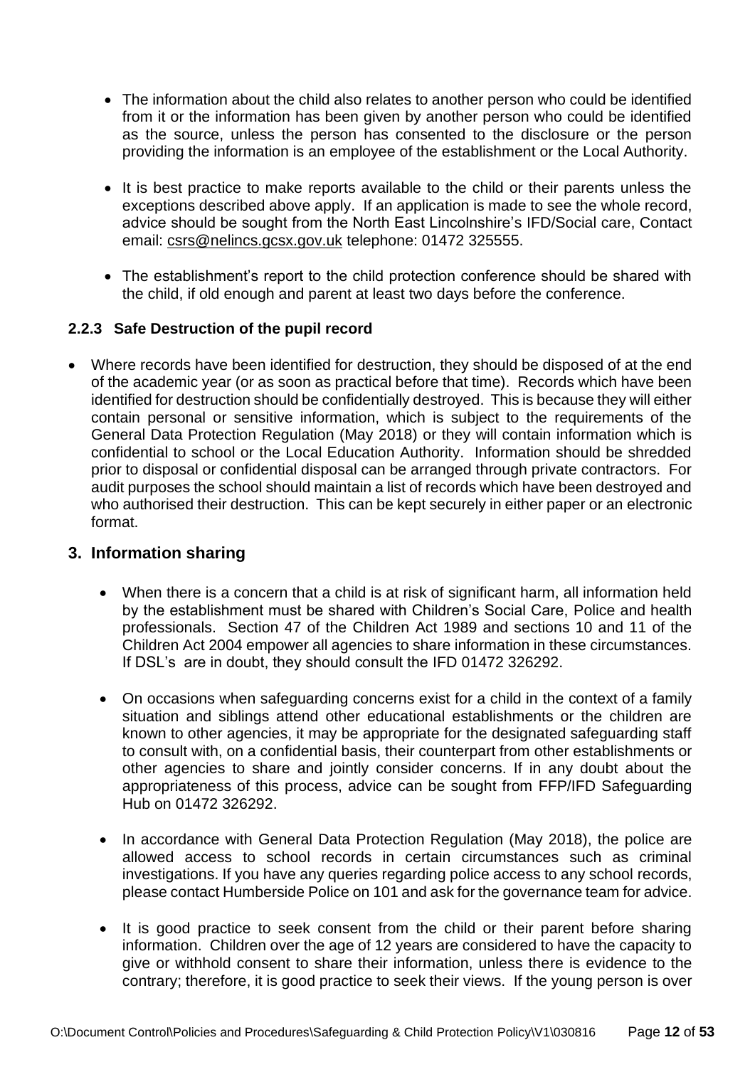- The information about the child also relates to another person who could be identified from it or the information has been given by another person who could be identified as the source, unless the person has consented to the disclosure or the person providing the information is an employee of the establishment or the Local Authority.

- It is best practice to make reports available to the child or their parents unless the exceptions described above apply. If an application is made to see the whole record, advice should be sought from the North East Lincolnshire's IFD/Social care, Contact email: csrs@nelincs.gcsx.gov.uk telephone: 01472 325555.

- The establishment's report to the child protection conference should be shared with the child, if old enough and parent at least two days before the conference.

### 2.2.3 Safe Destruction of the pupil record

- Where records have been identified for destruction, they should be disposed of at the end of the academic year (or as soon as practical before that time). Records which have been identified for destruction should be confidentially destroyed. This is because they will either contain personal or sensitive information, which is subject to the requirements of the General Data Protection Regulation (May 2018) or they will contain information which is confidential to school or the Local Education Authority. Information should be shredded prior to disposal or confidential disposal can be arranged through private contractors. For audit purposes the school should maintain a list of records which have been destroyed and who authorised their destruction. This can be kept securely in either paper or an electronic format.

## 3. Information sharing

- When there is a concern that a child is at risk of significant harm, all information held by the establishment must be shared with Children's Social Care, Police and health professionals. Section 47 of the Children Act 1989 and sections 10 and 11 of the Children Act 2004 empower all agencies to share information in these circumstances. If DSL's are in doubt, they should consult the IFD 01472 326292.

- On occasions when safeguarding concerns exist for a child in the context of a family situation and siblings attend other educational establishments or the children are known to other agencies, it may be appropriate for the designated safeguarding staff to consult with, on a confidential basis, their counterpart from other establishments or other agencies to share and jointly consider concerns. If in any doubt about the appropriateness of this process, advice can be sought from FFP/IFD Safeguarding Hub on 01472 326292.

- In accordance with General Data Protection Regulation (May 2018), the police are allowed access to school records in certain circumstances such as criminal investigations. If you have any queries regarding police access to any school records, please contact Humberside Police on 101 and ask for the governance team for advice.

- It is good practice to seek consent from the child or their parent before sharing information. Children over the age of 12 years are considered to have the capacity to give or withhold consent to share their information, unless there is evidence to the contrary; therefore, it is good practice to seek their views. If the young person is over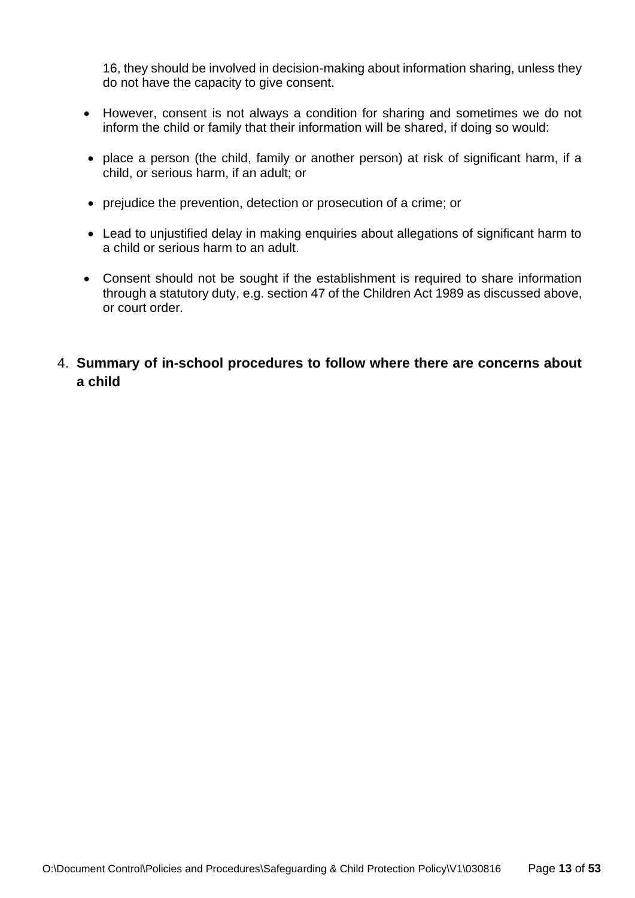16, they should be involved in decision-making about information sharing, unless they do not have the capacity to give consent.

- However, consent is not always a condition for sharing and sometimes we do not inform the child or family that their information will be shared, if doing so would:
- place a person (the child, family or another person) at risk of significant harm, if a child, or serious harm, if an adult; or
- prejudice the prevention, detection or prosecution of a crime; or
- Lead to unjustified delay in making enquiries about allegations of significant harm to a child or serious harm to an adult.
- Consent should not be sought if the establishment is required to share information through a statutory duty, e.g. section 47 of the Children Act 1989 as discussed above, or court order.

4. **Summary of in-school procedures to follow where there are concerns about a child**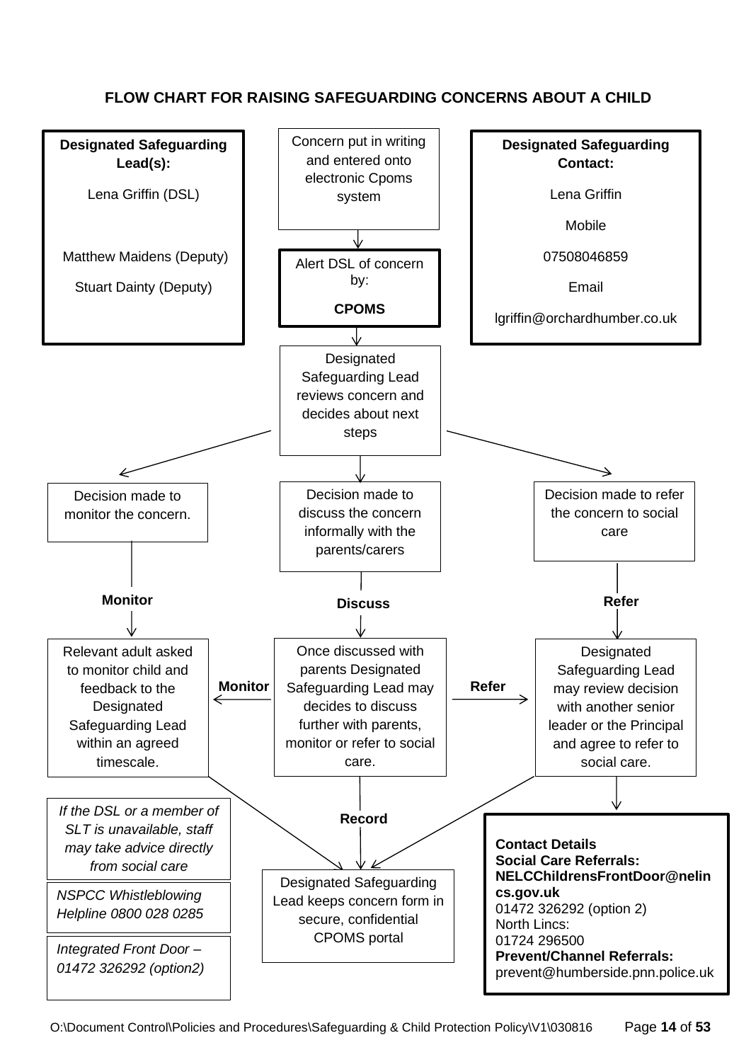## FLOW CHART FOR RAISING SAFEGUARDING CONCERNS ABOUT A CHILD

**Designated Safeguarding Lead(s):**

Lena Griffin (DSL)

Matthew Maidens (Deputy)

Stuart Dainty (Deputy)

**Designated Safeguarding Contact:**

Lena Griffin

Mobile

07508046859

Email

lgriffin@orchardhumber.co.uk

Concern put in writing and entered onto electronic Cpoms system

↓

Alert DSL of concern by:

**CPOMS**

↓

Designated Safeguarding Lead reviews concern and decides about next steps

↓

- Decision made to monitor the concern.
  - **Monitor** → Relevant adult asked to monitor child and feedback to the Designated Safeguarding Lead within an agreed timescale.
- Decision made to discuss the concern informally with the parents/carers
  - **Discuss** → Once discussed with parents Designated Safeguarding Lead may decides to discuss further with parents, monitor or refer to social care.
    - **Monitor** → Relevant adult asked to monitor child and feedback to the Designated Safeguarding Lead within an agreed timescale.
    - **Refer** → Designated Safeguarding Lead may review decision with another senior leader or the Principal and agree to refer to social care.
- Decision made to refer the concern to social care
  - **Refer** → Designated Safeguarding Lead may review decision with another senior leader or the Principal and agree to refer to social care.

**Record**

Designated Safeguarding Lead keeps concern form in secure, confidential CPOMS portal

*If the DSL or a member of SLT is unavailable, staff may take advice directly from social care*

*NSPCC Whistleblowing Helpline 0800 028 0285*

*Integrated Front Door – 01472 326292 (option2)*

**Contact Details**
**Social Care Referrals:**
**NELCChildrensFrontDoor@nelincs.gov.uk**
01472 326292 (option 2)
North Lincs:
01724 296500
**Prevent/Channel Referrals:**
prevent@humberside.pnn.police.uk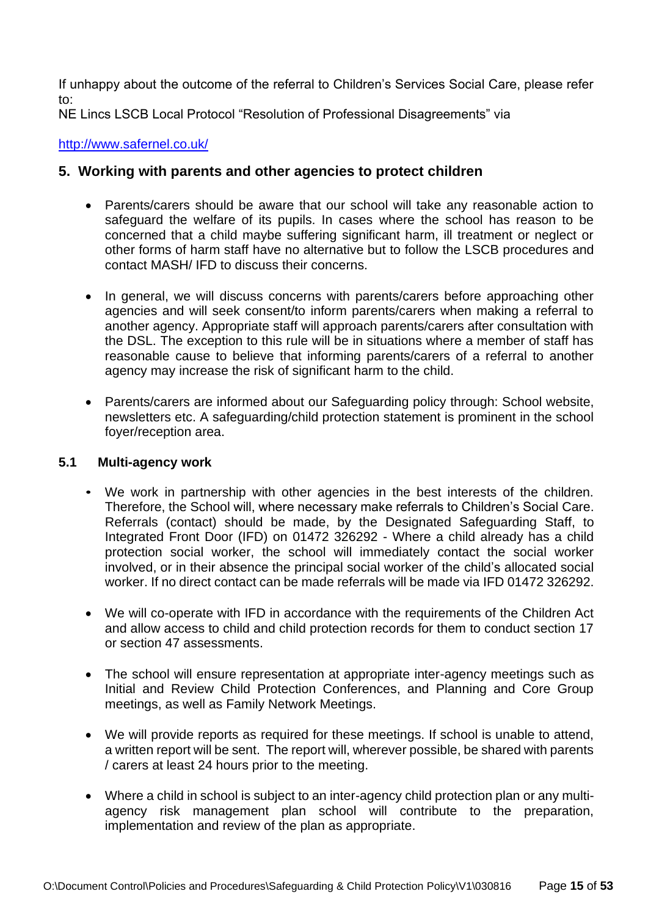If unhappy about the outcome of the referral to Children's Services Social Care, please refer to:
NE Lincs LSCB Local Protocol "Resolution of Professional Disagreements" via

http://www.safernel.co.uk/

## 5. Working with parents and other agencies to protect children

- Parents/carers should be aware that our school will take any reasonable action to safeguard the welfare of its pupils. In cases where the school has reason to be concerned that a child maybe suffering significant harm, ill treatment or neglect or other forms of harm staff have no alternative but to follow the LSCB procedures and contact MASH/ IFD to discuss their concerns.

- In general, we will discuss concerns with parents/carers before approaching other agencies and will seek consent/to inform parents/carers when making a referral to another agency. Appropriate staff will approach parents/carers after consultation with the DSL. The exception to this rule will be in situations where a member of staff has reasonable cause to believe that informing parents/carers of a referral to another agency may increase the risk of significant harm to the child.

- Parents/carers are informed about our Safeguarding policy through: School website, newsletters etc. A safeguarding/child protection statement is prominent in the school foyer/reception area.

### 5.1 Multi-agency work

- We work in partnership with other agencies in the best interests of the children. Therefore, the School will, where necessary make referrals to Children's Social Care. Referrals (contact) should be made, by the Designated Safeguarding Staff, to Integrated Front Door (IFD) on 01472 326292 - Where a child already has a child protection social worker, the school will immediately contact the social worker involved, or in their absence the principal social worker of the child's allocated social worker. If no direct contact can be made referrals will be made via IFD 01472 326292.

- We will co-operate with IFD in accordance with the requirements of the Children Act and allow access to child and child protection records for them to conduct section 17 or section 47 assessments.

- The school will ensure representation at appropriate inter-agency meetings such as Initial and Review Child Protection Conferences, and Planning and Core Group meetings, as well as Family Network Meetings.

- We will provide reports as required for these meetings. If school is unable to attend, a written report will be sent. The report will, wherever possible, be shared with parents / carers at least 24 hours prior to the meeting.

- Where a child in school is subject to an inter-agency child protection plan or any multi-agency risk management plan school will contribute to the preparation, implementation and review of the plan as appropriate.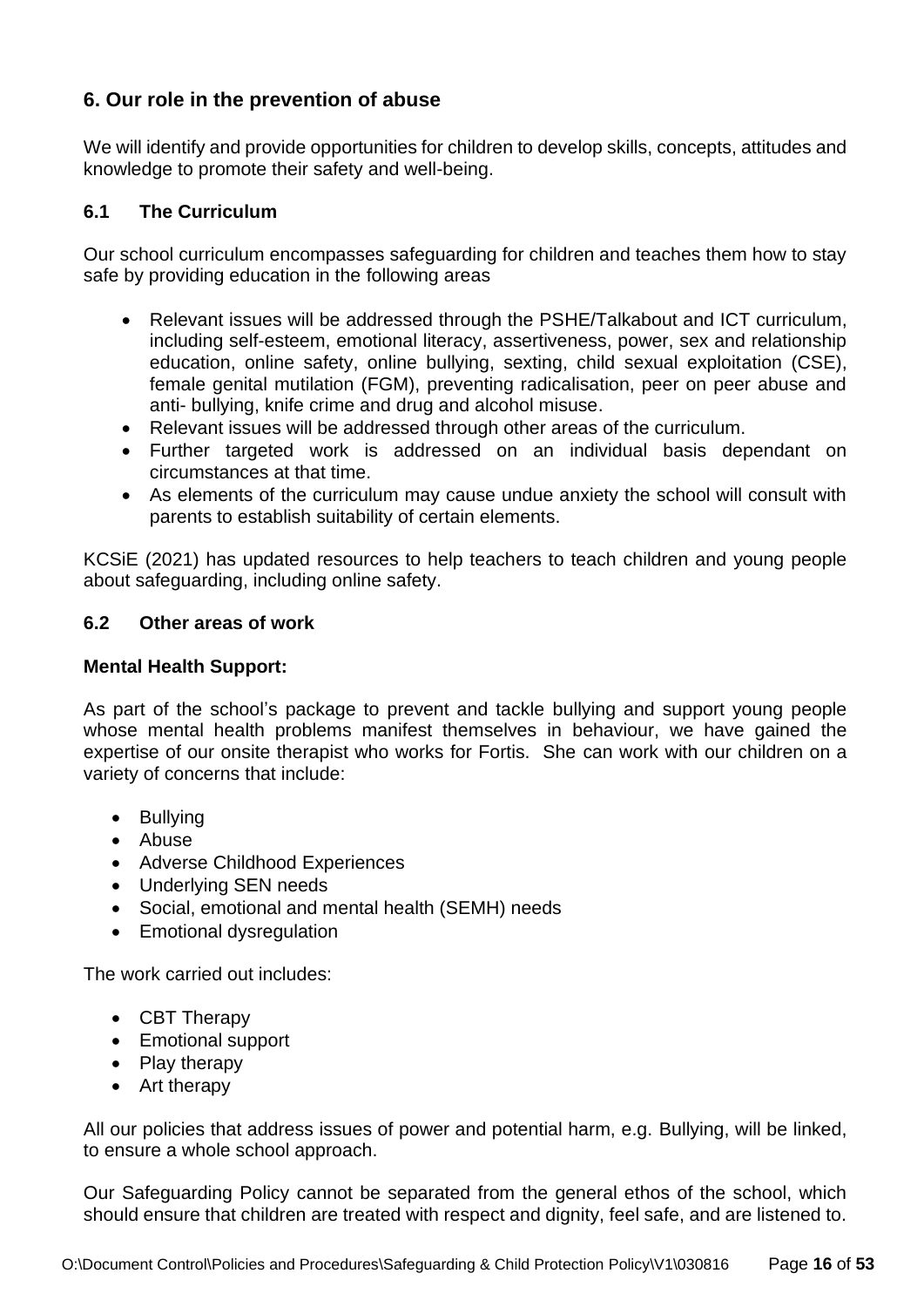## 6. Our role in the prevention of abuse

We will identify and provide opportunities for children to develop skills, concepts, attitudes and knowledge to promote their safety and well-being.

### 6.1 The Curriculum

Our school curriculum encompasses safeguarding for children and teaches them how to stay safe by providing education in the following areas

- Relevant issues will be addressed through the PSHE/Talkabout and ICT curriculum, including self-esteem, emotional literacy, assertiveness, power, sex and relationship education, online safety, online bullying, sexting, child sexual exploitation (CSE), female genital mutilation (FGM), preventing radicalisation, peer on peer abuse and anti- bullying, knife crime and drug and alcohol misuse.
- Relevant issues will be addressed through other areas of the curriculum.
- Further targeted work is addressed on an individual basis dependant on circumstances at that time.
- As elements of the curriculum may cause undue anxiety the school will consult with parents to establish suitability of certain elements.

KCSiE (2021) has updated resources to help teachers to teach children and young people about safeguarding, including online safety.

### 6.2 Other areas of work

**Mental Health Support:**

As part of the school's package to prevent and tackle bullying and support young people whose mental health problems manifest themselves in behaviour, we have gained the expertise of our onsite therapist who works for Fortis. She can work with our children on a variety of concerns that include:

- Bullying
- Abuse
- Adverse Childhood Experiences
- Underlying SEN needs
- Social, emotional and mental health (SEMH) needs
- Emotional dysregulation

The work carried out includes:

- CBT Therapy
- Emotional support
- Play therapy
- Art therapy

All our policies that address issues of power and potential harm, e.g. Bullying, will be linked, to ensure a whole school approach.

Our Safeguarding Policy cannot be separated from the general ethos of the school, which should ensure that children are treated with respect and dignity, feel safe, and are listened to.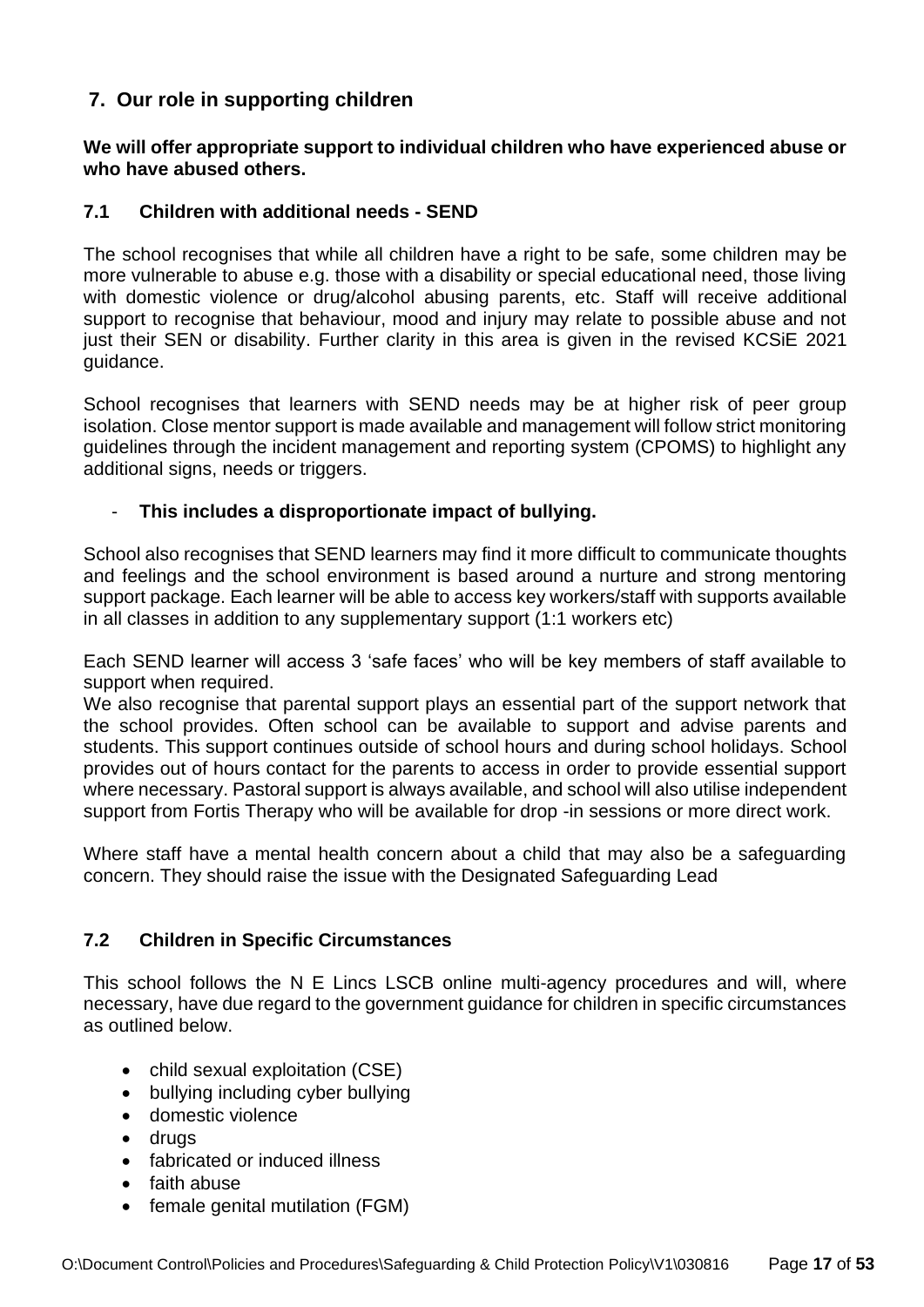## 7. Our role in supporting children

**We will offer appropriate support to individual children who have experienced abuse or who have abused others.**

### 7.1 Children with additional needs - SEND

The school recognises that while all children have a right to be safe, some children may be more vulnerable to abuse e.g. those with a disability or special educational need, those living with domestic violence or drug/alcohol abusing parents, etc. Staff will receive additional support to recognise that behaviour, mood and injury may relate to possible abuse and not just their SEN or disability. Further clarity in this area is given in the revised KCSiE 2021 guidance.

School recognises that learners with SEND needs may be at higher risk of peer group isolation. Close mentor support is made available and management will follow strict monitoring guidelines through the incident management and reporting system (CPOMS) to highlight any additional signs, needs or triggers.

- **This includes a disproportionate impact of bullying.**

School also recognises that SEND learners may find it more difficult to communicate thoughts and feelings and the school environment is based around a nurture and strong mentoring support package. Each learner will be able to access key workers/staff with supports available in all classes in addition to any supplementary support (1:1 workers etc)

Each SEND learner will access 3 'safe faces' who will be key members of staff available to support when required.

We also recognise that parental support plays an essential part of the support network that the school provides. Often school can be available to support and advise parents and students. This support continues outside of school hours and during school holidays. School provides out of hours contact for the parents to access in order to provide essential support where necessary. Pastoral support is always available, and school will also utilise independent support from Fortis Therapy who will be available for drop -in sessions or more direct work.

Where staff have a mental health concern about a child that may also be a safeguarding concern. They should raise the issue with the Designated Safeguarding Lead

### 7.2 Children in Specific Circumstances

This school follows the N E Lincs LSCB online multi-agency procedures and will, where necessary, have due regard to the government guidance for children in specific circumstances as outlined below.

- child sexual exploitation (CSE)
- bullying including cyber bullying
- domestic violence
- drugs
- fabricated or induced illness
- faith abuse
- female genital mutilation (FGM)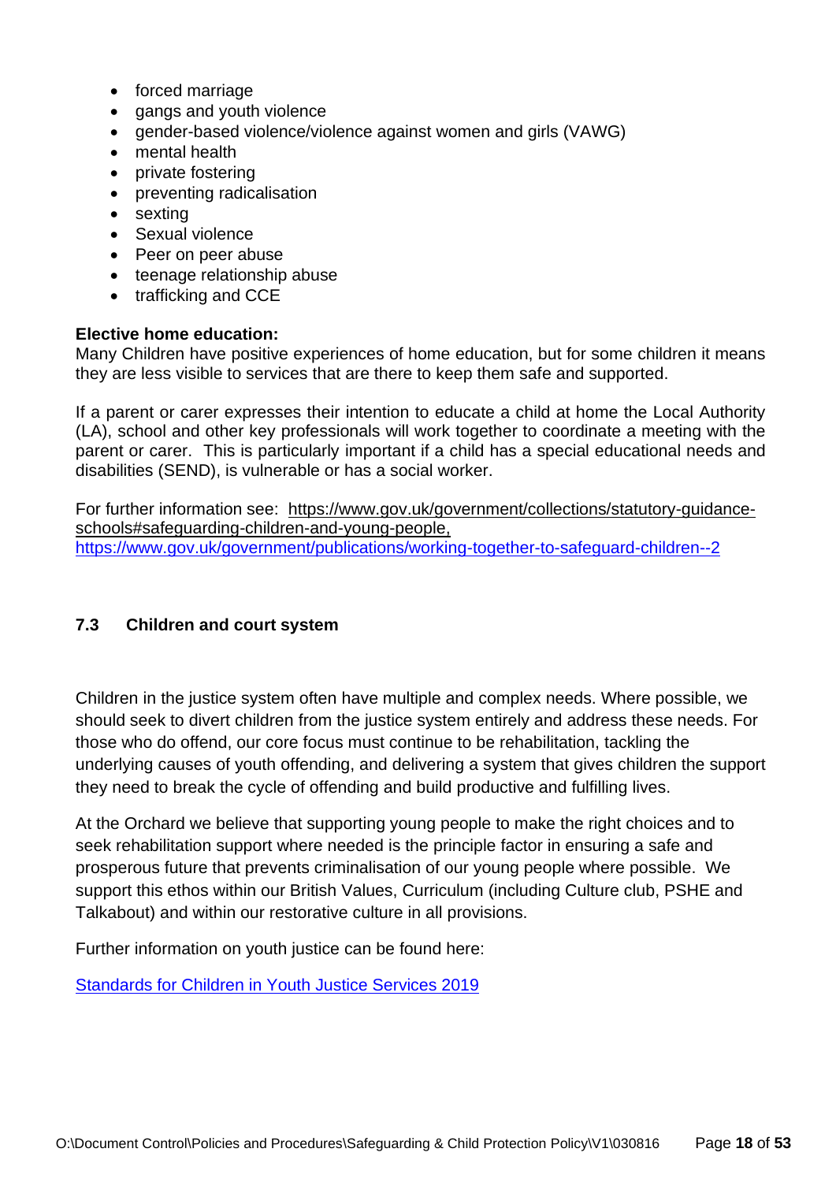- forced marriage
- gangs and youth violence
- gender-based violence/violence against women and girls (VAWG)
- mental health
- private fostering
- preventing radicalisation
- sexting
- Sexual violence
- Peer on peer abuse
- teenage relationship abuse
- trafficking and CCE

**Elective home education:**
Many Children have positive experiences of home education, but for some children it means they are less visible to services that are there to keep them safe and supported.

If a parent or carer expresses their intention to educate a child at home the Local Authority (LA), school and other key professionals will work together to coordinate a meeting with the parent or carer. This is particularly important if a child has a special educational needs and disabilities (SEND), is vulnerable or has a social worker.

For further information see: https://www.gov.uk/government/collections/statutory-guidance-schools#safeguarding-children-and-young-people, https://www.gov.uk/government/publications/working-together-to-safeguard-children--2

### 7.3 Children and court system

Children in the justice system often have multiple and complex needs. Where possible, we should seek to divert children from the justice system entirely and address these needs. For those who do offend, our core focus must continue to be rehabilitation, tackling the underlying causes of youth offending, and delivering a system that gives children the support they need to break the cycle of offending and build productive and fulfilling lives.

At the Orchard we believe that supporting young people to make the right choices and to seek rehabilitation support where needed is the principle factor in ensuring a safe and prosperous future that prevents criminalisation of our young people where possible. We support this ethos within our British Values, Curriculum (including Culture club, PSHE and Talkabout) and within our restorative culture in all provisions.

Further information on youth justice can be found here:

Standards for Children in Youth Justice Services 2019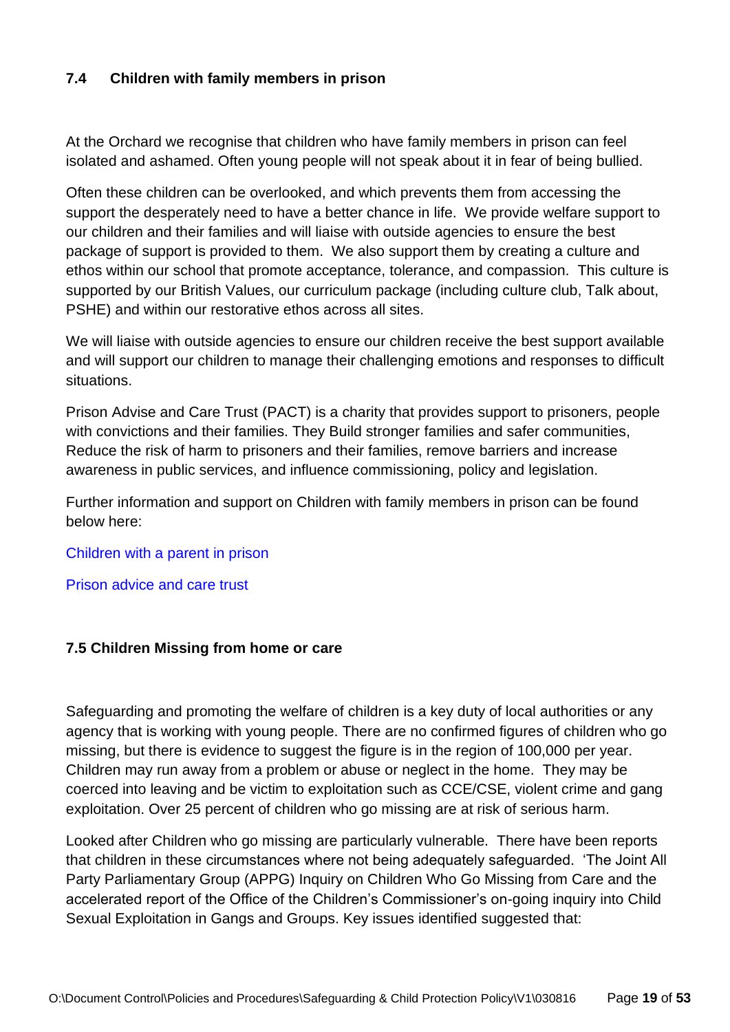### 7.4 Children with family members in prison

At the Orchard we recognise that children who have family members in prison can feel isolated and ashamed. Often young people will not speak about it in fear of being bullied.

Often these children can be overlooked, and which prevents them from accessing the support the desperately need to have a better chance in life. We provide welfare support to our children and their families and will liaise with outside agencies to ensure the best package of support is provided to them. We also support them by creating a culture and ethos within our school that promote acceptance, tolerance, and compassion. This culture is supported by our British Values, our curriculum package (including culture club, Talk about, PSHE) and within our restorative ethos across all sites.

We will liaise with outside agencies to ensure our children receive the best support available and will support our children to manage their challenging emotions and responses to difficult situations.

Prison Advise and Care Trust (PACT) is a charity that provides support to prisoners, people with convictions and their families. They Build stronger families and safer communities, Reduce the risk of harm to prisoners and their families, remove barriers and increase awareness in public services, and influence commissioning, policy and legislation.

Further information and support on Children with family members in prison can be found below here:

Children with a parent in prison

Prison advice and care trust

### 7.5 Children Missing from home or care

Safeguarding and promoting the welfare of children is a key duty of local authorities or any agency that is working with young people. There are no confirmed figures of children who go missing, but there is evidence to suggest the figure is in the region of 100,000 per year. Children may run away from a problem or abuse or neglect in the home. They may be coerced into leaving and be victim to exploitation such as CCE/CSE, violent crime and gang exploitation. Over 25 percent of children who go missing are at risk of serious harm.

Looked after Children who go missing are particularly vulnerable. There have been reports that children in these circumstances where not being adequately safeguarded. 'The Joint All Party Parliamentary Group (APPG) Inquiry on Children Who Go Missing from Care and the accelerated report of the Office of the Children's Commissioner's on-going inquiry into Child Sexual Exploitation in Gangs and Groups. Key issues identified suggested that: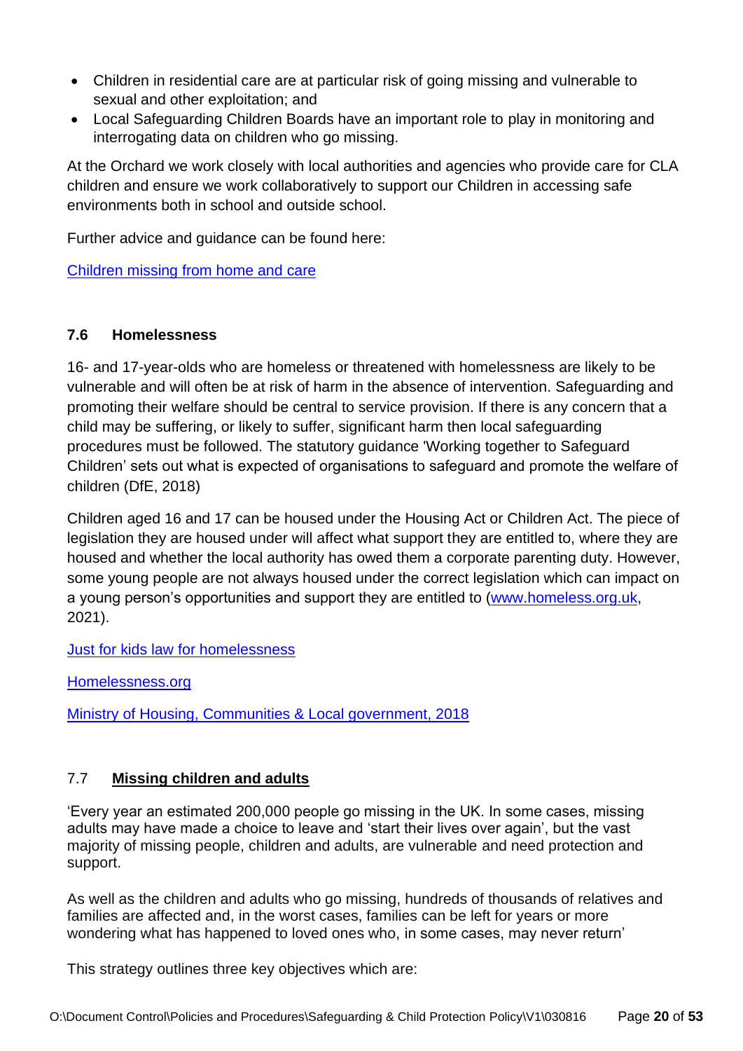- Children in residential care are at particular risk of going missing and vulnerable to sexual and other exploitation; and
- Local Safeguarding Children Boards have an important role to play in monitoring and interrogating data on children who go missing.

At the Orchard we work closely with local authorities and agencies who provide care for CLA children and ensure we work collaboratively to support our Children in accessing safe environments both in school and outside school.

Further advice and guidance can be found here:

[Children missing from home and care]()

### 7.6 Homelessness

16- and 17-year-olds who are homeless or threatened with homelessness are likely to be vulnerable and will often be at risk of harm in the absence of intervention. Safeguarding and promoting their welfare should be central to service provision. If there is any concern that a child may be suffering, or likely to suffer, significant harm then local safeguarding procedures must be followed. The statutory guidance 'Working together to Safeguard Children' sets out what is expected of organisations to safeguard and promote the welfare of children (DfE, 2018)

Children aged 16 and 17 can be housed under the Housing Act or Children Act. The piece of legislation they are housed under will affect what support they are entitled to, where they are housed and whether the local authority has owed them a corporate parenting duty. However, some young people are not always housed under the correct legislation which can impact on a young person's opportunities and support they are entitled to (www.homeless.org.uk, 2021).

[Just for kids law for homelessness]()

[Homelessness.org]()

[Ministry of Housing, Communities & Local government, 2018]()

### 7.7 **Missing children and adults**

'Every year an estimated 200,000 people go missing in the UK. In some cases, missing adults may have made a choice to leave and 'start their lives over again', but the vast majority of missing people, children and adults, are vulnerable and need protection and support.

As well as the children and adults who go missing, hundreds of thousands of relatives and families are affected and, in the worst cases, families can be left for years or more wondering what has happened to loved ones who, in some cases, may never return'

This strategy outlines three key objectives which are: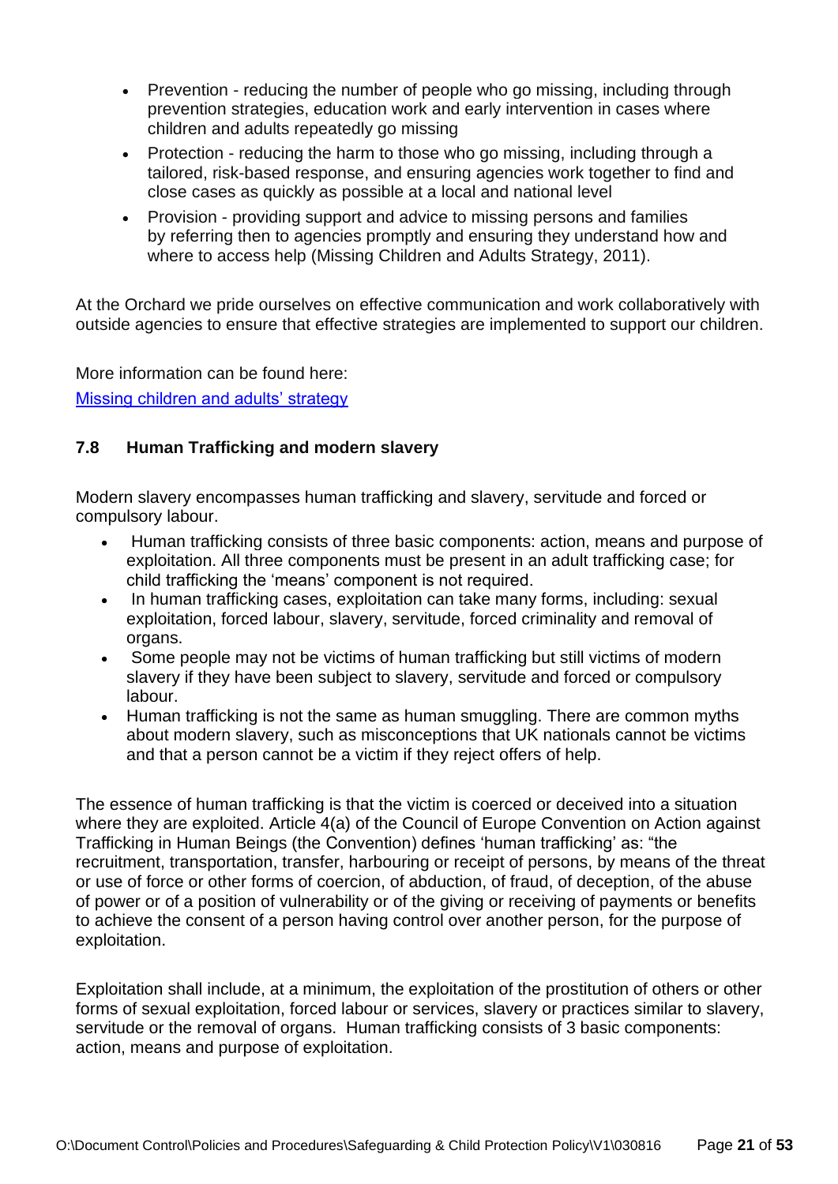- Prevention - reducing the number of people who go missing, including through prevention strategies, education work and early intervention in cases where children and adults repeatedly go missing
- Protection - reducing the harm to those who go missing, including through a tailored, risk-based response, and ensuring agencies work together to find and close cases as quickly as possible at a local and national level
- Provision - providing support and advice to missing persons and families by referring then to agencies promptly and ensuring they understand how and where to access help (Missing Children and Adults Strategy, 2011).

At the Orchard we pride ourselves on effective communication and work collaboratively with outside agencies to ensure that effective strategies are implemented to support our children.

More information can be found here:
[Missing children and adults' strategy]

### 7.8 Human Trafficking and modern slavery

Modern slavery encompasses human trafficking and slavery, servitude and forced or compulsory labour.

- Human trafficking consists of three basic components: action, means and purpose of exploitation. All three components must be present in an adult trafficking case; for child trafficking the 'means' component is not required.
- In human trafficking cases, exploitation can take many forms, including: sexual exploitation, forced labour, slavery, servitude, forced criminality and removal of organs.
- Some people may not be victims of human trafficking but still victims of modern slavery if they have been subject to slavery, servitude and forced or compulsory labour.
- Human trafficking is not the same as human smuggling. There are common myths about modern slavery, such as misconceptions that UK nationals cannot be victims and that a person cannot be a victim if they reject offers of help.

The essence of human trafficking is that the victim is coerced or deceived into a situation where they are exploited. Article 4(a) of the Council of Europe Convention on Action against Trafficking in Human Beings (the Convention) defines 'human trafficking' as: "the recruitment, transportation, transfer, harbouring or receipt of persons, by means of the threat or use of force or other forms of coercion, of abduction, of fraud, of deception, of the abuse of power or of a position of vulnerability or of the giving or receiving of payments or benefits to achieve the consent of a person having control over another person, for the purpose of exploitation.

Exploitation shall include, at a minimum, the exploitation of the prostitution of others or other forms of sexual exploitation, forced labour or services, slavery or practices similar to slavery, servitude or the removal of organs. Human trafficking consists of 3 basic components: action, means and purpose of exploitation.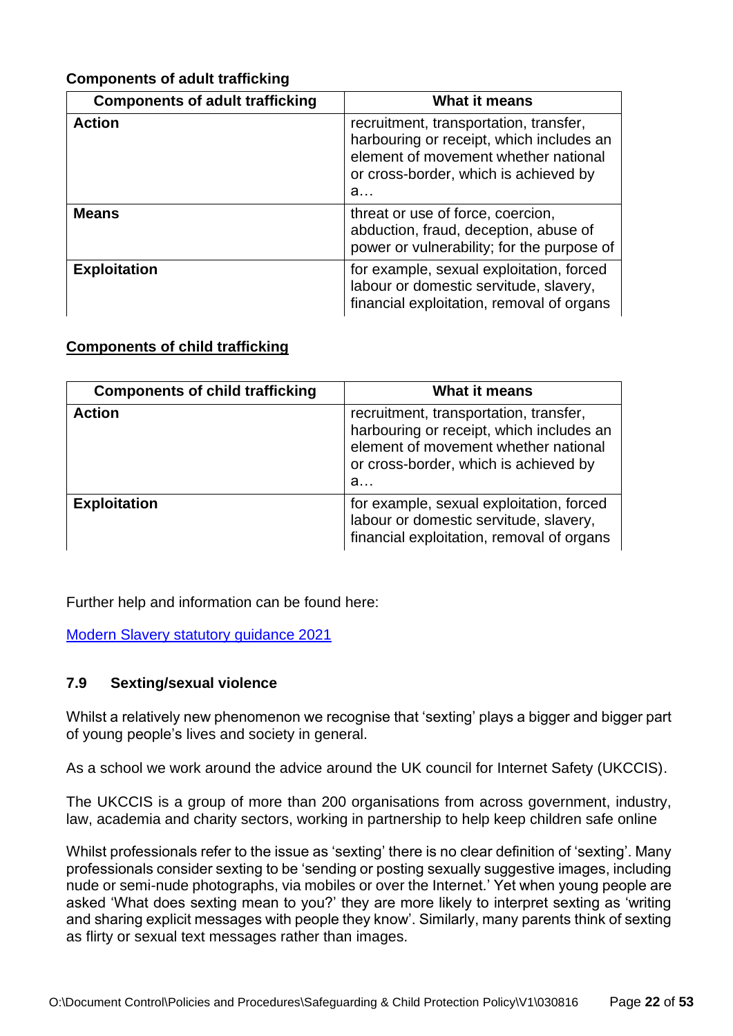**Components of adult trafficking**

| Components of adult trafficking | What it means |
|---|---|
| **Action** | recruitment, transportation, transfer, harbouring or receipt, which includes an element of movement whether national or cross-border, which is achieved by a… |
| **Means** | threat or use of force, coercion, abduction, fraud, deception, abuse of power or vulnerability; for the purpose of |
| **Exploitation** | for example, sexual exploitation, forced labour or domestic servitude, slavery, financial exploitation, removal of organs |

**Components of child trafficking**

| Components of child trafficking | What it means |
|---|---|
| **Action** | recruitment, transportation, transfer, harbouring or receipt, which includes an element of movement whether national or cross-border, which is achieved by a… |
| **Exploitation** | for example, sexual exploitation, forced labour or domestic servitude, slavery, financial exploitation, removal of organs |

Further help and information can be found here:

[Modern Slavery statutory guidance 2021]

### 7.9 Sexting/sexual violence

Whilst a relatively new phenomenon we recognise that 'sexting' plays a bigger and bigger part of young people's lives and society in general.

As a school we work around the advice around the UK council for Internet Safety (UKCCIS).

The UKCCIS is a group of more than 200 organisations from across government, industry, law, academia and charity sectors, working in partnership to help keep children safe online

Whilst professionals refer to the issue as 'sexting' there is no clear definition of 'sexting'. Many professionals consider sexting to be 'sending or posting sexually suggestive images, including nude or semi-nude photographs, via mobiles or over the Internet.' Yet when young people are asked 'What does sexting mean to you?' they are more likely to interpret sexting as 'writing and sharing explicit messages with people they know'. Similarly, many parents think of sexting as flirty or sexual text messages rather than images.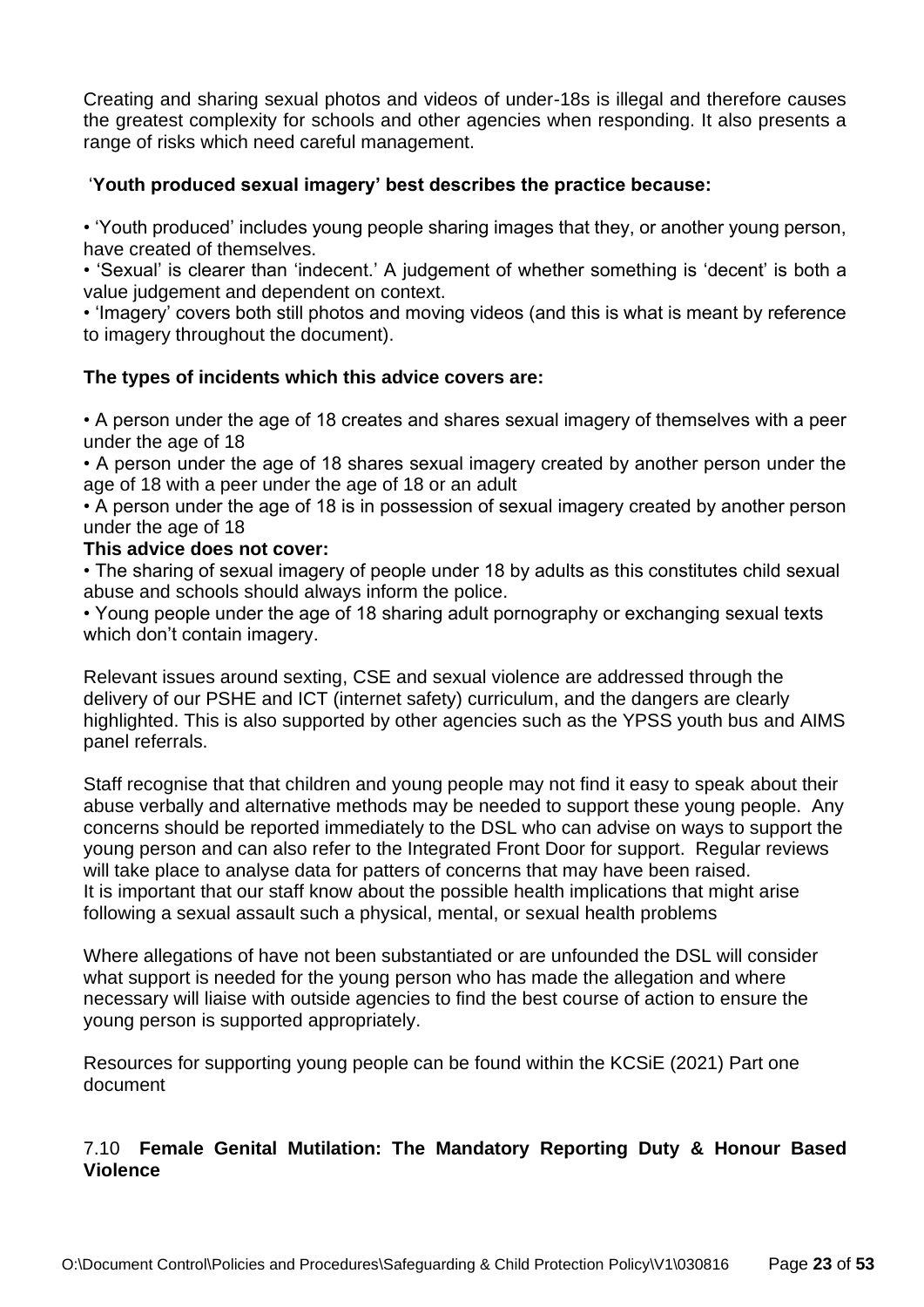Creating and sharing sexual photos and videos of under-18s is illegal and therefore causes the greatest complexity for schools and other agencies when responding. It also presents a range of risks which need careful management.

'**Youth produced sexual imagery' best describes the practice because:**

- 'Youth produced' includes young people sharing images that they, or another young person, have created of themselves.
- 'Sexual' is clearer than 'indecent.' A judgement of whether something is 'decent' is both a value judgement and dependent on context.
- 'Imagery' covers both still photos and moving videos (and this is what is meant by reference to imagery throughout the document).

**The types of incidents which this advice covers are:**

- A person under the age of 18 creates and shares sexual imagery of themselves with a peer under the age of 18
- A person under the age of 18 shares sexual imagery created by another person under the age of 18 with a peer under the age of 18 or an adult
- A person under the age of 18 is in possession of sexual imagery created by another person under the age of 18

**This advice does not cover:**

- The sharing of sexual imagery of people under 18 by adults as this constitutes child sexual abuse and schools should always inform the police.
- Young people under the age of 18 sharing adult pornography or exchanging sexual texts which don't contain imagery.

Relevant issues around sexting, CSE and sexual violence are addressed through the delivery of our PSHE and ICT (internet safety) curriculum, and the dangers are clearly highlighted. This is also supported by other agencies such as the YPSS youth bus and AIMS panel referrals.

Staff recognise that that children and young people may not find it easy to speak about their abuse verbally and alternative methods may be needed to support these young people. Any concerns should be reported immediately to the DSL who can advise on ways to support the young person and can also refer to the Integrated Front Door for support. Regular reviews will take place to analyse data for patters of concerns that may have been raised.
It is important that our staff know about the possible health implications that might arise following a sexual assault such a physical, mental, or sexual health problems

Where allegations of have not been substantiated or are unfounded the DSL will consider what support is needed for the young person who has made the allegation and where necessary will liaise with outside agencies to find the best course of action to ensure the young person is supported appropriately.

Resources for supporting young people can be found within the KCSiE (2021) Part one document

### 7.10 **Female Genital Mutilation: The Mandatory Reporting Duty & Honour Based Violence**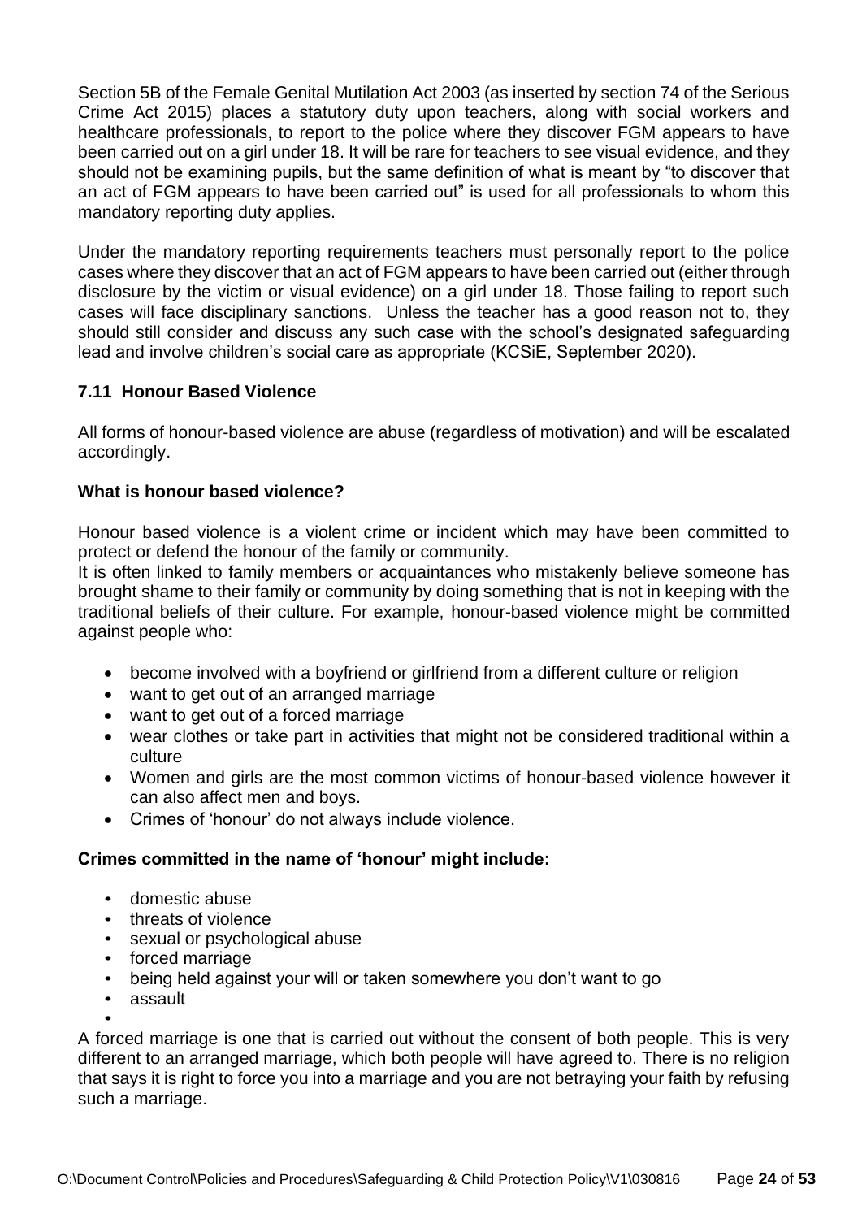Section 5B of the Female Genital Mutilation Act 2003 (as inserted by section 74 of the Serious Crime Act 2015) places a statutory duty upon teachers, along with social workers and healthcare professionals, to report to the police where they discover FGM appears to have been carried out on a girl under 18. It will be rare for teachers to see visual evidence, and they should not be examining pupils, but the same definition of what is meant by "to discover that an act of FGM appears to have been carried out" is used for all professionals to whom this mandatory reporting duty applies.

Under the mandatory reporting requirements teachers must personally report to the police cases where they discover that an act of FGM appears to have been carried out (either through disclosure by the victim or visual evidence) on a girl under 18. Those failing to report such cases will face disciplinary sanctions. Unless the teacher has a good reason not to, they should still consider and discuss any such case with the school's designated safeguarding lead and involve children's social care as appropriate (KCSiE, September 2020).

### 7.11 Honour Based Violence

All forms of honour-based violence are abuse (regardless of motivation) and will be escalated accordingly.

**What is honour based violence?**

Honour based violence is a violent crime or incident which may have been committed to protect or defend the honour of the family or community.
It is often linked to family members or acquaintances who mistakenly believe someone has brought shame to their family or community by doing something that is not in keeping with the traditional beliefs of their culture. For example, honour-based violence might be committed against people who:

- become involved with a boyfriend or girlfriend from a different culture or religion
- want to get out of an arranged marriage
- want to get out of a forced marriage
- wear clothes or take part in activities that might not be considered traditional within a culture
- Women and girls are the most common victims of honour-based violence however it can also affect men and boys.
- Crimes of 'honour' do not always include violence.

**Crimes committed in the name of 'honour' might include:**

- domestic abuse
- threats of violence
- sexual or psychological abuse
- forced marriage
- being held against your will or taken somewhere you don't want to go
- assault

A forced marriage is one that is carried out without the consent of both people. This is very different to an arranged marriage, which both people will have agreed to. There is no religion that says it is right to force you into a marriage and you are not betraying your faith by refusing such a marriage.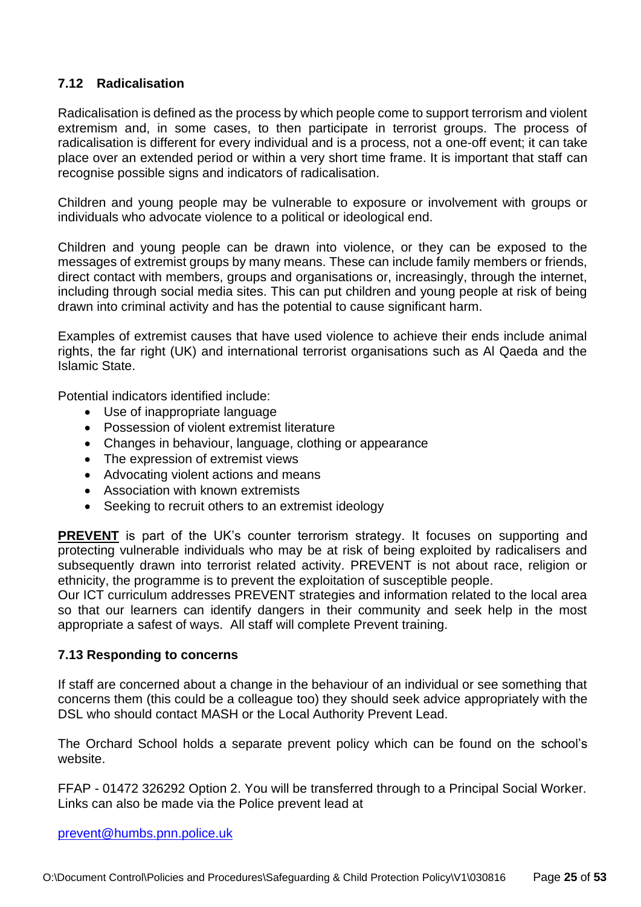### 7.12 Radicalisation

Radicalisation is defined as the process by which people come to support terrorism and violent extremism and, in some cases, to then participate in terrorist groups. The process of radicalisation is different for every individual and is a process, not a one-off event; it can take place over an extended period or within a very short time frame. It is important that staff can recognise possible signs and indicators of radicalisation.

Children and young people may be vulnerable to exposure or involvement with groups or individuals who advocate violence to a political or ideological end.

Children and young people can be drawn into violence, or they can be exposed to the messages of extremist groups by many means. These can include family members or friends, direct contact with members, groups and organisations or, increasingly, through the internet, including through social media sites. This can put children and young people at risk of being drawn into criminal activity and has the potential to cause significant harm.

Examples of extremist causes that have used violence to achieve their ends include animal rights, the far right (UK) and international terrorist organisations such as Al Qaeda and the Islamic State.

Potential indicators identified include:

- Use of inappropriate language
- Possession of violent extremist literature
- Changes in behaviour, language, clothing or appearance
- The expression of extremist views
- Advocating violent actions and means
- Association with known extremists
- Seeking to recruit others to an extremist ideology

**PREVENT** is part of the UK's counter terrorism strategy. It focuses on supporting and protecting vulnerable individuals who may be at risk of being exploited by radicalisers and subsequently drawn into terrorist related activity. PREVENT is not about race, religion or ethnicity, the programme is to prevent the exploitation of susceptible people.
Our ICT curriculum addresses PREVENT strategies and information related to the local area so that our learners can identify dangers in their community and seek help in the most appropriate a safest of ways. All staff will complete Prevent training.

### 7.13 Responding to concerns

If staff are concerned about a change in the behaviour of an individual or see something that concerns them (this could be a colleague too) they should seek advice appropriately with the DSL who should contact MASH or the Local Authority Prevent Lead.

The Orchard School holds a separate prevent policy which can be found on the school's website.

FFAP - 01472 326292 Option 2. You will be transferred through to a Principal Social Worker.
Links can also be made via the Police prevent lead at

prevent@humbs.pnn.police.uk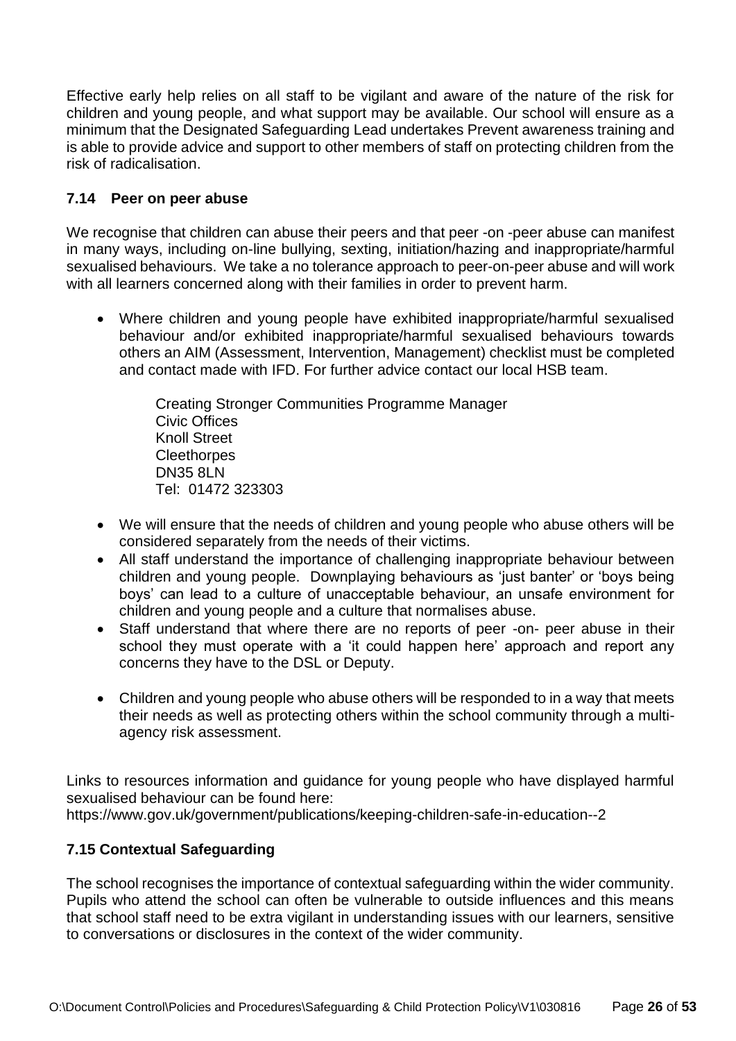Effective early help relies on all staff to be vigilant and aware of the nature of the risk for children and young people, and what support may be available. Our school will ensure as a minimum that the Designated Safeguarding Lead undertakes Prevent awareness training and is able to provide advice and support to other members of staff on protecting children from the risk of radicalisation.

### 7.14 Peer on peer abuse

We recognise that children can abuse their peers and that peer -on -peer abuse can manifest in many ways, including on-line bullying, sexting, initiation/hazing and inappropriate/harmful sexualised behaviours. We take a no tolerance approach to peer-on-peer abuse and will work with all learners concerned along with their families in order to prevent harm.

- Where children and young people have exhibited inappropriate/harmful sexualised behaviour and/or exhibited inappropriate/harmful sexualised behaviours towards others an AIM (Assessment, Intervention, Management) checklist must be completed and contact made with IFD. For further advice contact our local HSB team.

  Creating Stronger Communities Programme Manager
  Civic Offices
  Knoll Street
  Cleethorpes
  DN35 8LN
  Tel: 01472 323303

- We will ensure that the needs of children and young people who abuse others will be considered separately from the needs of their victims.
- All staff understand the importance of challenging inappropriate behaviour between children and young people. Downplaying behaviours as 'just banter' or 'boys being boys' can lead to a culture of unacceptable behaviour, an unsafe environment for children and young people and a culture that normalises abuse.
- Staff understand that where there are no reports of peer -on- peer abuse in their school they must operate with a 'it could happen here' approach and report any concerns they have to the DSL or Deputy.
- Children and young people who abuse others will be responded to in a way that meets their needs as well as protecting others within the school community through a multi-agency risk assessment.

Links to resources information and guidance for young people who have displayed harmful sexualised behaviour can be found here:
https://www.gov.uk/government/publications/keeping-children-safe-in-education--2

### 7.15 Contextual Safeguarding

The school recognises the importance of contextual safeguarding within the wider community. Pupils who attend the school can often be vulnerable to outside influences and this means that school staff need to be extra vigilant in understanding issues with our learners, sensitive to conversations or disclosures in the context of the wider community.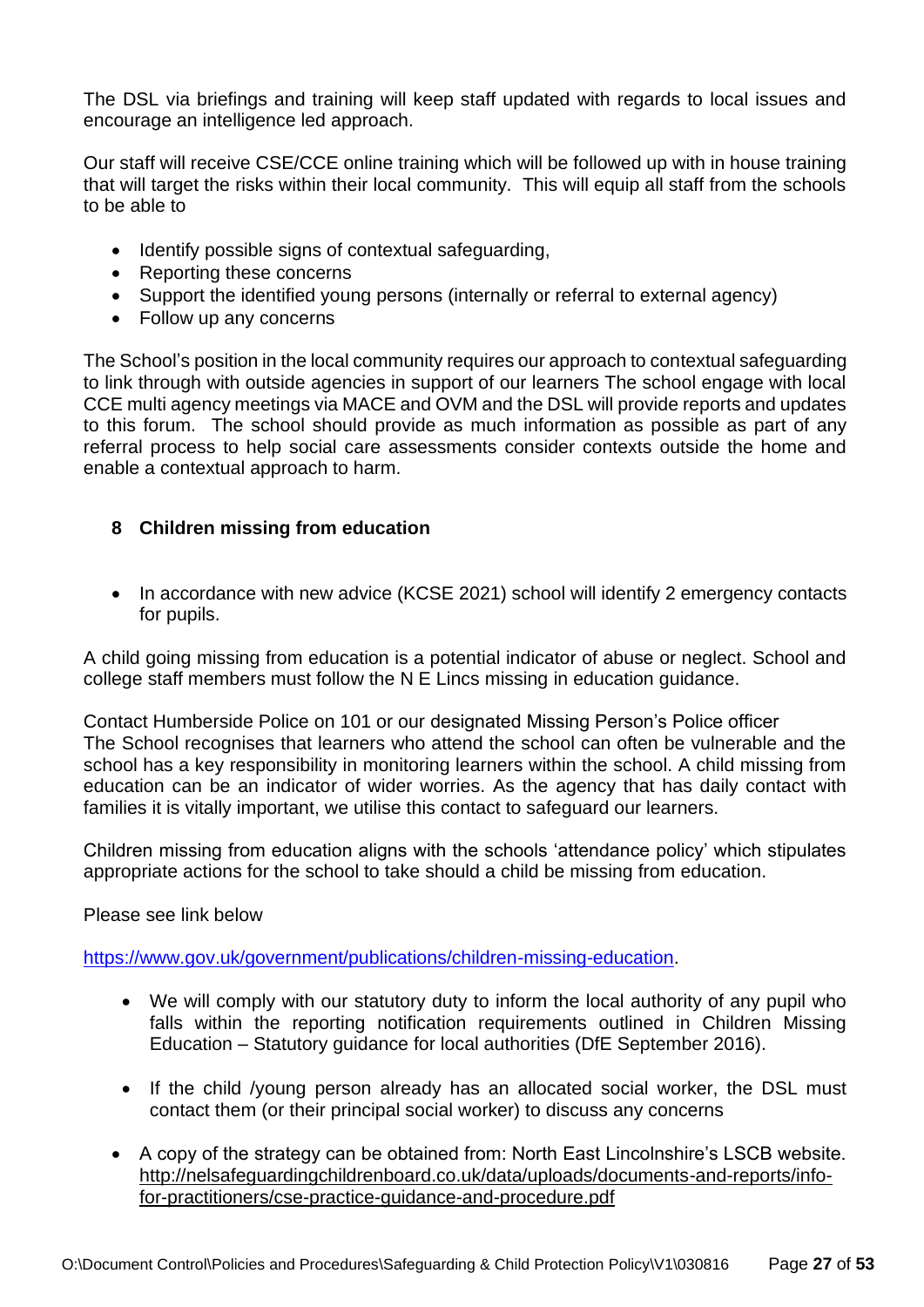The DSL via briefings and training will keep staff updated with regards to local issues and encourage an intelligence led approach.

Our staff will receive CSE/CCE online training which will be followed up with in house training that will target the risks within their local community. This will equip all staff from the schools to be able to

- Identify possible signs of contextual safeguarding,
- Reporting these concerns
- Support the identified young persons (internally or referral to external agency)
- Follow up any concerns

The School's position in the local community requires our approach to contextual safeguarding to link through with outside agencies in support of our learners The school engage with local CCE multi agency meetings via MACE and OVM and the DSL will provide reports and updates to this forum. The school should provide as much information as possible as part of any referral process to help social care assessments consider contexts outside the home and enable a contextual approach to harm.

## 8 Children missing from education

- In accordance with new advice (KCSE 2021) school will identify 2 emergency contacts for pupils.

A child going missing from education is a potential indicator of abuse or neglect. School and college staff members must follow the N E Lincs missing in education guidance.

Contact Humberside Police on 101 or our designated Missing Person's Police officer
The School recognises that learners who attend the school can often be vulnerable and the school has a key responsibility in monitoring learners within the school. A child missing from education can be an indicator of wider worries. As the agency that has daily contact with families it is vitally important, we utilise this contact to safeguard our learners.

Children missing from education aligns with the schools 'attendance policy' which stipulates appropriate actions for the school to take should a child be missing from education.

Please see link below

https://www.gov.uk/government/publications/children-missing-education.

- We will comply with our statutory duty to inform the local authority of any pupil who falls within the reporting notification requirements outlined in Children Missing Education – Statutory guidance for local authorities (DfE September 2016).
- If the child /young person already has an allocated social worker, the DSL must contact them (or their principal social worker) to discuss any concerns
- A copy of the strategy can be obtained from: North East Lincolnshire's LSCB website. http://nelsafeguardingchildrenboard.co.uk/data/uploads/documents-and-reports/info-for-practitioners/cse-practice-guidance-and-procedure.pdf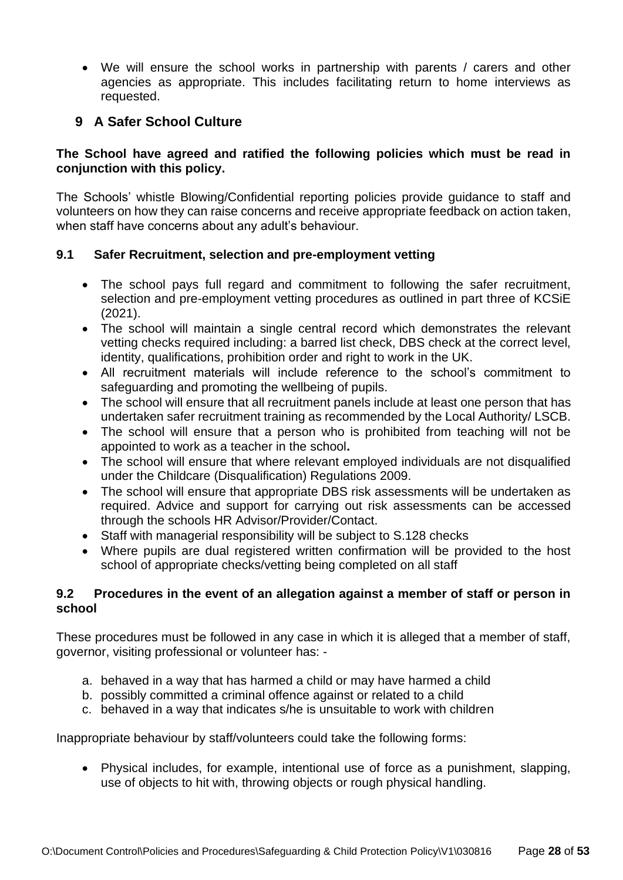- We will ensure the school works in partnership with parents / carers and other agencies as appropriate. This includes facilitating return to home interviews as requested.

## 9 A Safer School Culture

**The School have agreed and ratified the following policies which must be read in conjunction with this policy.**

The Schools' whistle Blowing/Confidential reporting policies provide guidance to staff and volunteers on how they can raise concerns and receive appropriate feedback on action taken, when staff have concerns about any adult's behaviour.

### 9.1 Safer Recruitment, selection and pre-employment vetting

- The school pays full regard and commitment to following the safer recruitment, selection and pre-employment vetting procedures as outlined in part three of KCSiE (2021).
- The school will maintain a single central record which demonstrates the relevant vetting checks required including: a barred list check, DBS check at the correct level, identity, qualifications, prohibition order and right to work in the UK.
- All recruitment materials will include reference to the school's commitment to safeguarding and promoting the wellbeing of pupils.
- The school will ensure that all recruitment panels include at least one person that has undertaken safer recruitment training as recommended by the Local Authority/ LSCB.
- The school will ensure that a person who is prohibited from teaching will not be appointed to work as a teacher in the school**.**
- The school will ensure that where relevant employed individuals are not disqualified under the Childcare (Disqualification) Regulations 2009.
- The school will ensure that appropriate DBS risk assessments will be undertaken as required. Advice and support for carrying out risk assessments can be accessed through the schools HR Advisor/Provider/Contact.
- Staff with managerial responsibility will be subject to S.128 checks
- Where pupils are dual registered written confirmation will be provided to the host school of appropriate checks/vetting being completed on all staff

### 9.2 Procedures in the event of an allegation against a member of staff or person in school

These procedures must be followed in any case in which it is alleged that a member of staff, governor, visiting professional or volunteer has: -

a. behaved in a way that has harmed a child or may have harmed a child
b. possibly committed a criminal offence against or related to a child
c. behaved in a way that indicates s/he is unsuitable to work with children

Inappropriate behaviour by staff/volunteers could take the following forms:

- Physical includes, for example, intentional use of force as a punishment, slapping, use of objects to hit with, throwing objects or rough physical handling.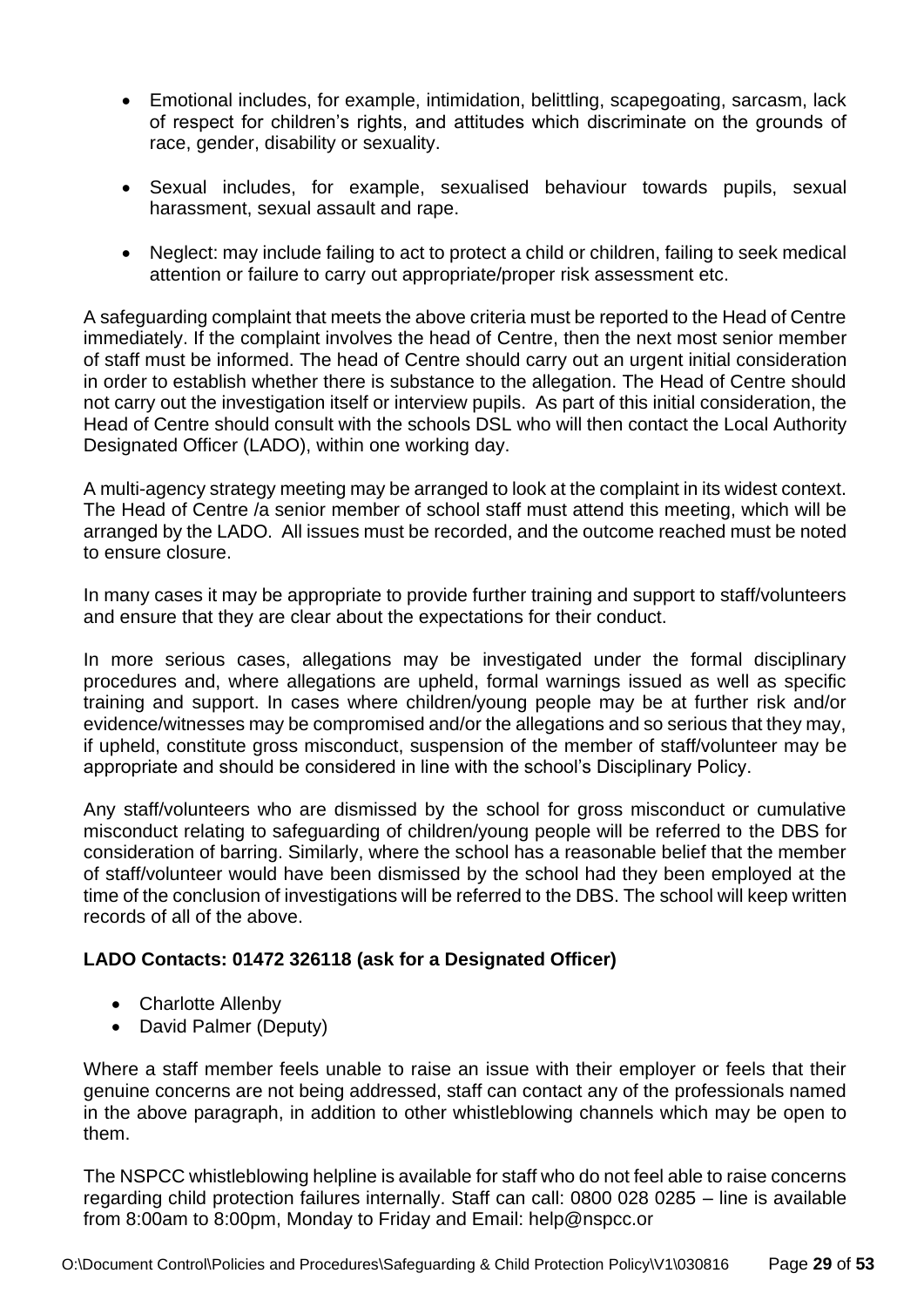- Emotional includes, for example, intimidation, belittling, scapegoating, sarcasm, lack of respect for children's rights, and attitudes which discriminate on the grounds of race, gender, disability or sexuality.

- Sexual includes, for example, sexualised behaviour towards pupils, sexual harassment, sexual assault and rape.

- Neglect: may include failing to act to protect a child or children, failing to seek medical attention or failure to carry out appropriate/proper risk assessment etc.

A safeguarding complaint that meets the above criteria must be reported to the Head of Centre immediately. If the complaint involves the head of Centre, then the next most senior member of staff must be informed. The head of Centre should carry out an urgent initial consideration in order to establish whether there is substance to the allegation. The Head of Centre should not carry out the investigation itself or interview pupils. As part of this initial consideration, the Head of Centre should consult with the schools DSL who will then contact the Local Authority Designated Officer (LADO), within one working day.

A multi-agency strategy meeting may be arranged to look at the complaint in its widest context. The Head of Centre /a senior member of school staff must attend this meeting, which will be arranged by the LADO. All issues must be recorded, and the outcome reached must be noted to ensure closure.

In many cases it may be appropriate to provide further training and support to staff/volunteers and ensure that they are clear about the expectations for their conduct.

In more serious cases, allegations may be investigated under the formal disciplinary procedures and, where allegations are upheld, formal warnings issued as well as specific training and support. In cases where children/young people may be at further risk and/or evidence/witnesses may be compromised and/or the allegations and so serious that they may, if upheld, constitute gross misconduct, suspension of the member of staff/volunteer may be appropriate and should be considered in line with the school's Disciplinary Policy.

Any staff/volunteers who are dismissed by the school for gross misconduct or cumulative misconduct relating to safeguarding of children/young people will be referred to the DBS for consideration of barring. Similarly, where the school has a reasonable belief that the member of staff/volunteer would have been dismissed by the school had they been employed at the time of the conclusion of investigations will be referred to the DBS. The school will keep written records of all of the above.

**LADO Contacts: 01472 326118 (ask for a Designated Officer)**

- Charlotte Allenby
- David Palmer (Deputy)

Where a staff member feels unable to raise an issue with their employer or feels that their genuine concerns are not being addressed, staff can contact any of the professionals named in the above paragraph, in addition to other whistleblowing channels which may be open to them.

The NSPCC whistleblowing helpline is available for staff who do not feel able to raise concerns regarding child protection failures internally. Staff can call: 0800 028 0285 – line is available from 8:00am to 8:00pm, Monday to Friday and Email: help@nspcc.or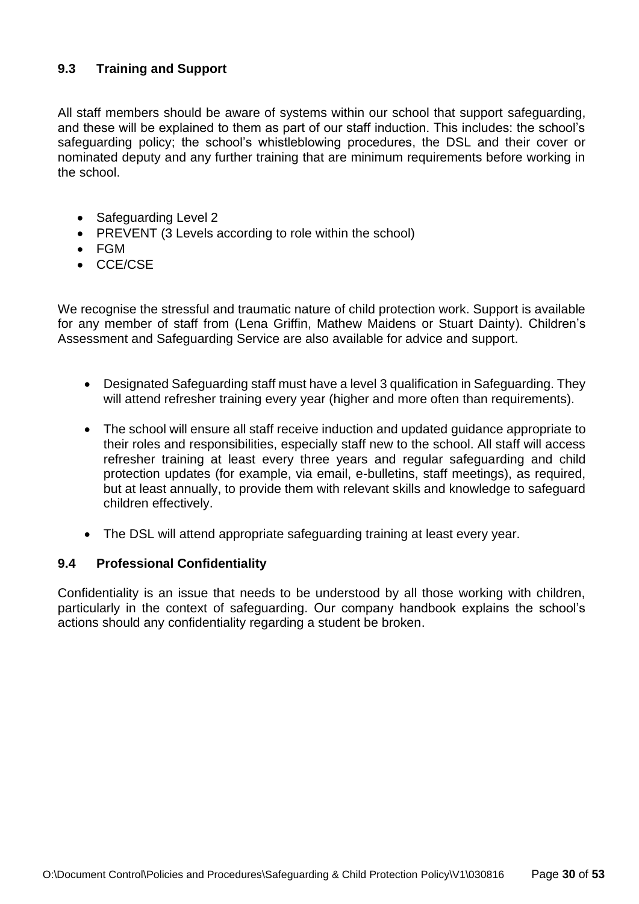### 9.3 Training and Support

All staff members should be aware of systems within our school that support safeguarding, and these will be explained to them as part of our staff induction. This includes: the school's safeguarding policy; the school's whistleblowing procedures, the DSL and their cover or nominated deputy and any further training that are minimum requirements before working in the school.

- Safeguarding Level 2
- PREVENT (3 Levels according to role within the school)
- FGM
- CCE/CSE

We recognise the stressful and traumatic nature of child protection work. Support is available for any member of staff from (Lena Griffin, Mathew Maidens or Stuart Dainty). Children's Assessment and Safeguarding Service are also available for advice and support.

- Designated Safeguarding staff must have a level 3 qualification in Safeguarding. They will attend refresher training every year (higher and more often than requirements).
- The school will ensure all staff receive induction and updated guidance appropriate to their roles and responsibilities, especially staff new to the school. All staff will access refresher training at least every three years and regular safeguarding and child protection updates (for example, via email, e-bulletins, staff meetings), as required, but at least annually, to provide them with relevant skills and knowledge to safeguard children effectively.
- The DSL will attend appropriate safeguarding training at least every year.

### 9.4 Professional Confidentiality

Confidentiality is an issue that needs to be understood by all those working with children, particularly in the context of safeguarding. Our company handbook explains the school's actions should any confidentiality regarding a student be broken.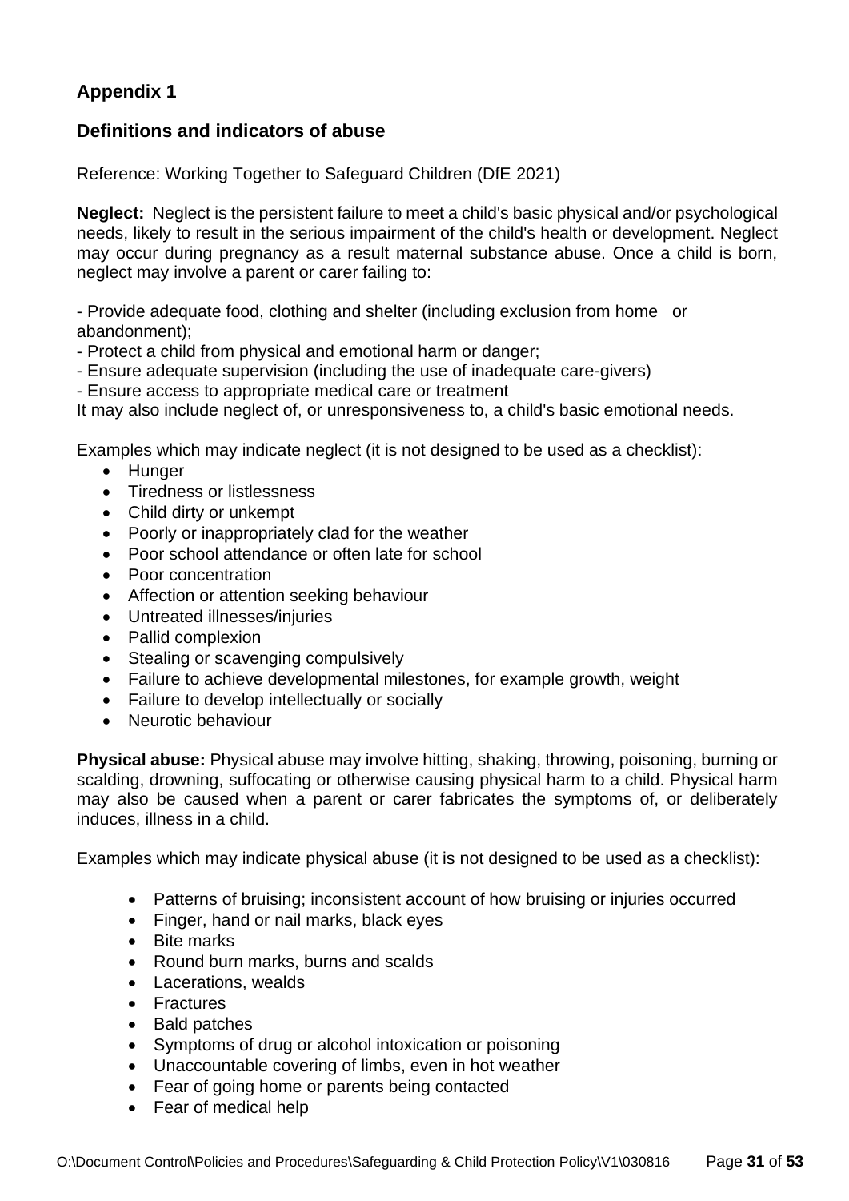## Appendix 1

## Definitions and indicators of abuse

Reference: Working Together to Safeguard Children (DfE 2021)

**Neglect:** Neglect is the persistent failure to meet a child's basic physical and/or psychological needs, likely to result in the serious impairment of the child's health or development. Neglect may occur during pregnancy as a result maternal substance abuse. Once a child is born, neglect may involve a parent or carer failing to:

- Provide adequate food, clothing and shelter (including exclusion from home or abandonment);
- Protect a child from physical and emotional harm or danger;
- Ensure adequate supervision (including the use of inadequate care-givers)
- Ensure access to appropriate medical care or treatment

It may also include neglect of, or unresponsiveness to, a child's basic emotional needs.

Examples which may indicate neglect (it is not designed to be used as a checklist):

- Hunger
- Tiredness or listlessness
- Child dirty or unkempt
- Poorly or inappropriately clad for the weather
- Poor school attendance or often late for school
- Poor concentration
- Affection or attention seeking behaviour
- Untreated illnesses/injuries
- Pallid complexion
- Stealing or scavenging compulsively
- Failure to achieve developmental milestones, for example growth, weight
- Failure to develop intellectually or socially
- Neurotic behaviour

**Physical abuse:** Physical abuse may involve hitting, shaking, throwing, poisoning, burning or scalding, drowning, suffocating or otherwise causing physical harm to a child. Physical harm may also be caused when a parent or carer fabricates the symptoms of, or deliberately induces, illness in a child.

Examples which may indicate physical abuse (it is not designed to be used as a checklist):

- Patterns of bruising; inconsistent account of how bruising or injuries occurred
- Finger, hand or nail marks, black eyes
- Bite marks
- Round burn marks, burns and scalds
- Lacerations, wealds
- Fractures
- Bald patches
- Symptoms of drug or alcohol intoxication or poisoning
- Unaccountable covering of limbs, even in hot weather
- Fear of going home or parents being contacted
- Fear of medical help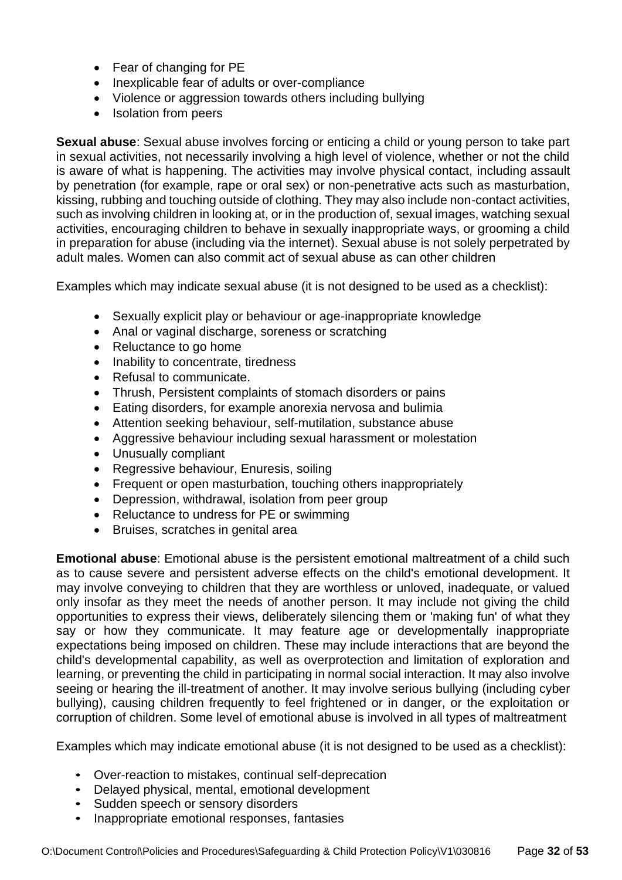- Fear of changing for PE
- Inexplicable fear of adults or over-compliance
- Violence or aggression towards others including bullying
- Isolation from peers

**Sexual abuse**: Sexual abuse involves forcing or enticing a child or young person to take part in sexual activities, not necessarily involving a high level of violence, whether or not the child is aware of what is happening. The activities may involve physical contact, including assault by penetration (for example, rape or oral sex) or non-penetrative acts such as masturbation, kissing, rubbing and touching outside of clothing. They may also include non-contact activities, such as involving children in looking at, or in the production of, sexual images, watching sexual activities, encouraging children to behave in sexually inappropriate ways, or grooming a child in preparation for abuse (including via the internet). Sexual abuse is not solely perpetrated by adult males. Women can also commit act of sexual abuse as can other children

Examples which may indicate sexual abuse (it is not designed to be used as a checklist):

- Sexually explicit play or behaviour or age-inappropriate knowledge
- Anal or vaginal discharge, soreness or scratching
- Reluctance to go home
- Inability to concentrate, tiredness
- Refusal to communicate.
- Thrush, Persistent complaints of stomach disorders or pains
- Eating disorders, for example anorexia nervosa and bulimia
- Attention seeking behaviour, self-mutilation, substance abuse
- Aggressive behaviour including sexual harassment or molestation
- Unusually compliant
- Regressive behaviour, Enuresis, soiling
- Frequent or open masturbation, touching others inappropriately
- Depression, withdrawal, isolation from peer group
- Reluctance to undress for PE or swimming
- Bruises, scratches in genital area

**Emotional abuse**: Emotional abuse is the persistent emotional maltreatment of a child such as to cause severe and persistent adverse effects on the child's emotional development. It may involve conveying to children that they are worthless or unloved, inadequate, or valued only insofar as they meet the needs of another person. It may include not giving the child opportunities to express their views, deliberately silencing them or 'making fun' of what they say or how they communicate. It may feature age or developmentally inappropriate expectations being imposed on children. These may include interactions that are beyond the child's developmental capability, as well as overprotection and limitation of exploration and learning, or preventing the child in participating in normal social interaction. It may also involve seeing or hearing the ill-treatment of another. It may involve serious bullying (including cyber bullying), causing children frequently to feel frightened or in danger, or the exploitation or corruption of children. Some level of emotional abuse is involved in all types of maltreatment

Examples which may indicate emotional abuse (it is not designed to be used as a checklist):

- Over-reaction to mistakes, continual self-deprecation
- Delayed physical, mental, emotional development
- Sudden speech or sensory disorders
- Inappropriate emotional responses, fantasies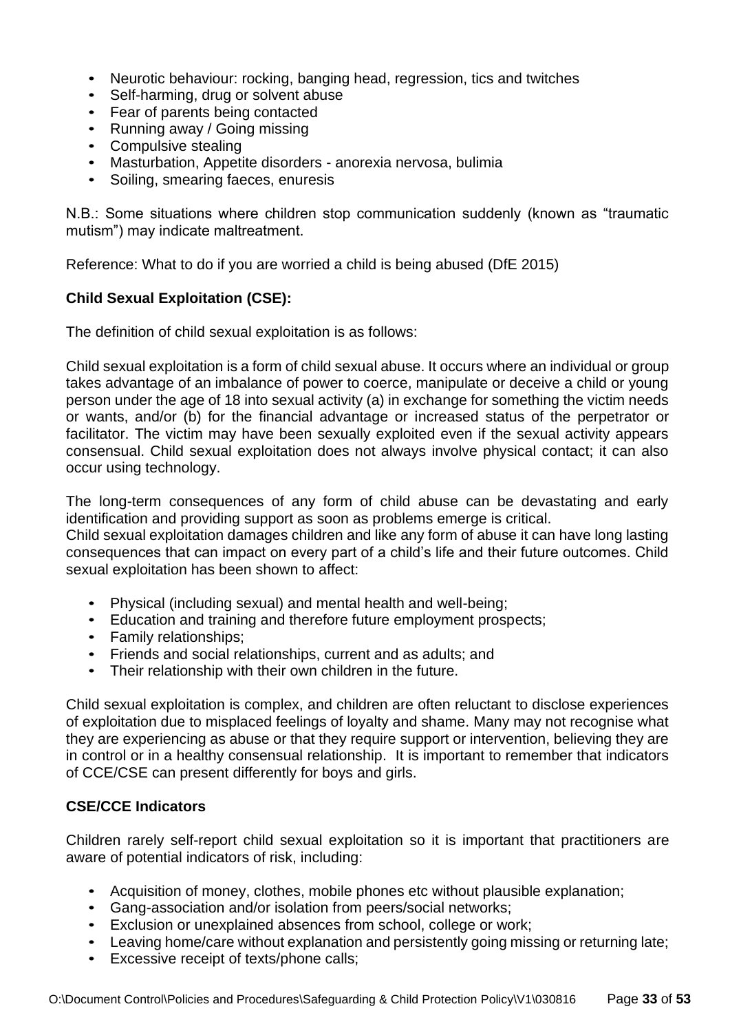- Neurotic behaviour: rocking, banging head, regression, tics and twitches
- Self-harming, drug or solvent abuse
- Fear of parents being contacted
- Running away / Going missing
- Compulsive stealing
- Masturbation, Appetite disorders - anorexia nervosa, bulimia
- Soiling, smearing faeces, enuresis

N.B.: Some situations where children stop communication suddenly (known as "traumatic mutism") may indicate maltreatment.

Reference: What to do if you are worried a child is being abused (DfE 2015)

**Child Sexual Exploitation (CSE):**

The definition of child sexual exploitation is as follows:

Child sexual exploitation is a form of child sexual abuse. It occurs where an individual or group takes advantage of an imbalance of power to coerce, manipulate or deceive a child or young person under the age of 18 into sexual activity (a) in exchange for something the victim needs or wants, and/or (b) for the financial advantage or increased status of the perpetrator or facilitator. The victim may have been sexually exploited even if the sexual activity appears consensual. Child sexual exploitation does not always involve physical contact; it can also occur using technology.

The long-term consequences of any form of child abuse can be devastating and early identification and providing support as soon as problems emerge is critical.
Child sexual exploitation damages children and like any form of abuse it can have long lasting consequences that can impact on every part of a child's life and their future outcomes. Child sexual exploitation has been shown to affect:

- Physical (including sexual) and mental health and well-being;
- Education and training and therefore future employment prospects;
- Family relationships;
- Friends and social relationships, current and as adults; and
- Their relationship with their own children in the future.

Child sexual exploitation is complex, and children are often reluctant to disclose experiences of exploitation due to misplaced feelings of loyalty and shame. Many may not recognise what they are experiencing as abuse or that they require support or intervention, believing they are in control or in a healthy consensual relationship. It is important to remember that indicators of CCE/CSE can present differently for boys and girls.

**CSE/CCE Indicators**

Children rarely self-report child sexual exploitation so it is important that practitioners are aware of potential indicators of risk, including:

- Acquisition of money, clothes, mobile phones etc without plausible explanation;
- Gang-association and/or isolation from peers/social networks;
- Exclusion or unexplained absences from school, college or work;
- Leaving home/care without explanation and persistently going missing or returning late;
- Excessive receipt of texts/phone calls;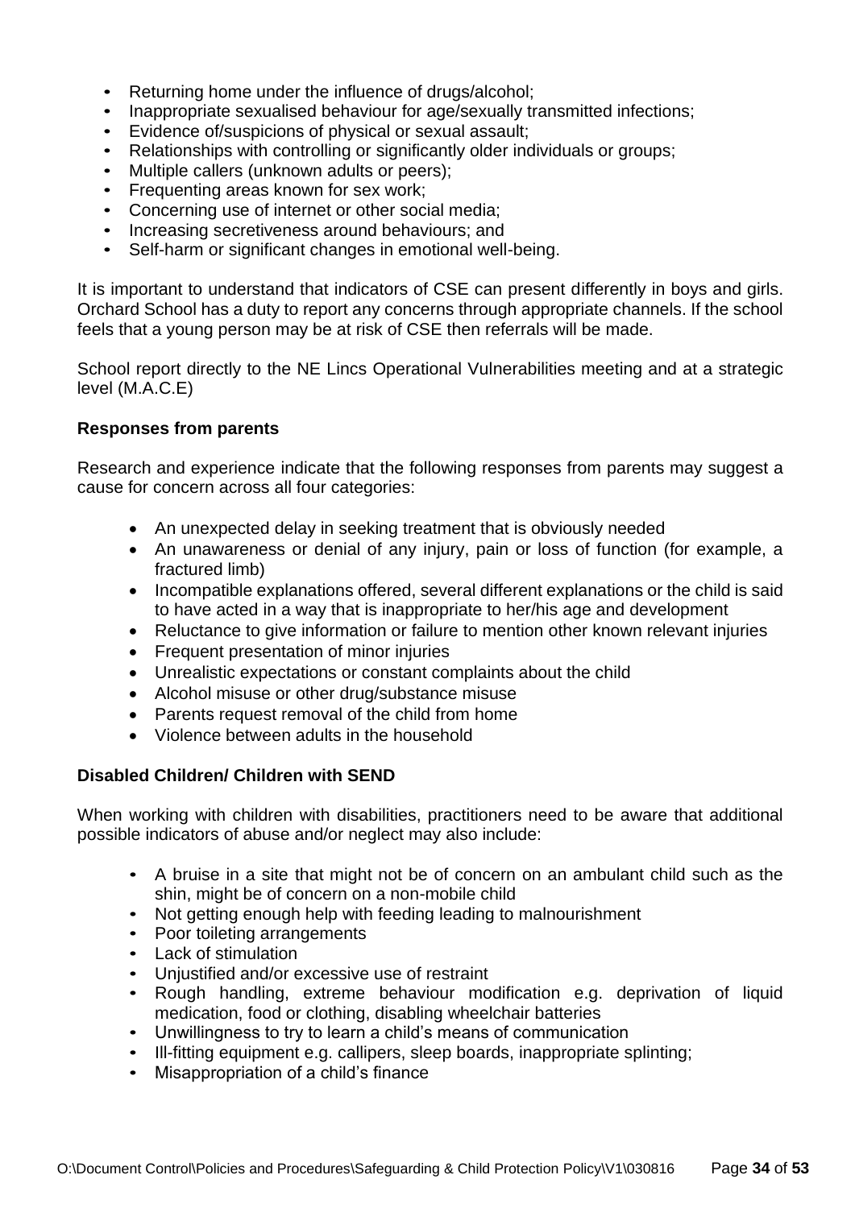- Returning home under the influence of drugs/alcohol;
- Inappropriate sexualised behaviour for age/sexually transmitted infections;
- Evidence of/suspicions of physical or sexual assault;
- Relationships with controlling or significantly older individuals or groups;
- Multiple callers (unknown adults or peers);
- Frequenting areas known for sex work;
- Concerning use of internet or other social media;
- Increasing secretiveness around behaviours; and
- Self-harm or significant changes in emotional well-being.

It is important to understand that indicators of CSE can present differently in boys and girls. Orchard School has a duty to report any concerns through appropriate channels. If the school feels that a young person may be at risk of CSE then referrals will be made.

School report directly to the NE Lincs Operational Vulnerabilities meeting and at a strategic level (M.A.C.E)

**Responses from parents**

Research and experience indicate that the following responses from parents may suggest a cause for concern across all four categories:

- An unexpected delay in seeking treatment that is obviously needed
- An unawareness or denial of any injury, pain or loss of function (for example, a fractured limb)
- Incompatible explanations offered, several different explanations or the child is said to have acted in a way that is inappropriate to her/his age and development
- Reluctance to give information or failure to mention other known relevant injuries
- Frequent presentation of minor injuries
- Unrealistic expectations or constant complaints about the child
- Alcohol misuse or other drug/substance misuse
- Parents request removal of the child from home
- Violence between adults in the household

**Disabled Children/ Children with SEND**

When working with children with disabilities, practitioners need to be aware that additional possible indicators of abuse and/or neglect may also include:

- A bruise in a site that might not be of concern on an ambulant child such as the shin, might be of concern on a non-mobile child
- Not getting enough help with feeding leading to malnourishment
- Poor toileting arrangements
- Lack of stimulation
- Unjustified and/or excessive use of restraint
- Rough handling, extreme behaviour modification e.g. deprivation of liquid medication, food or clothing, disabling wheelchair batteries
- Unwillingness to try to learn a child's means of communication
- Ill-fitting equipment e.g. callipers, sleep boards, inappropriate splinting;
- Misappropriation of a child's finance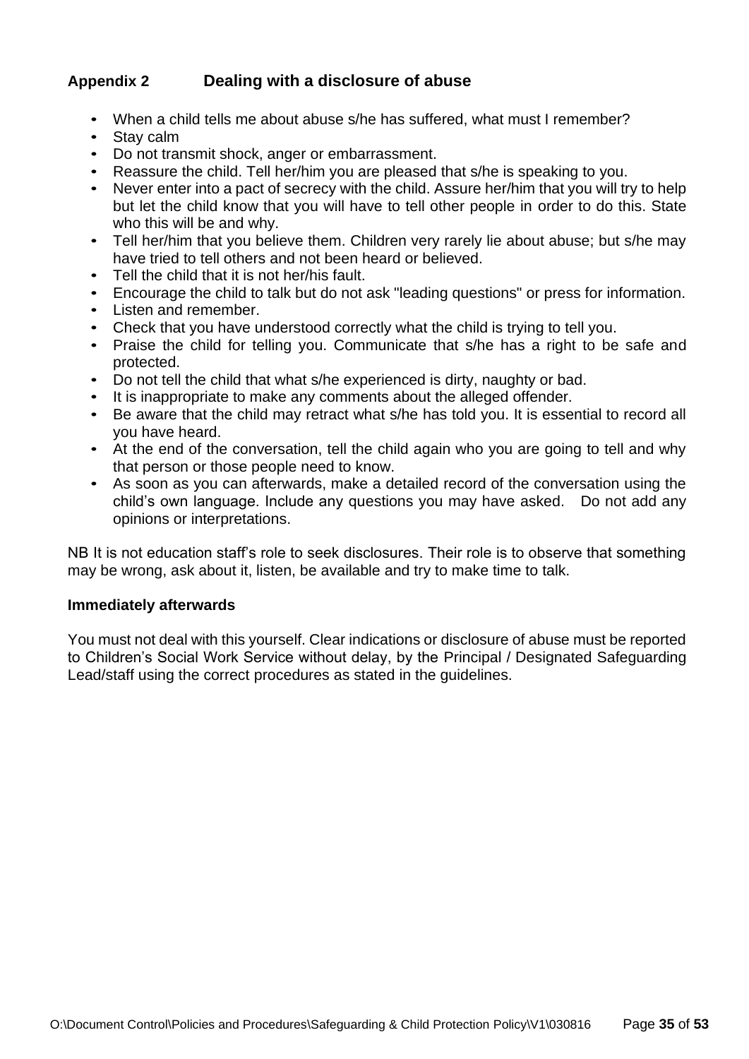## Appendix 2 Dealing with a disclosure of abuse

- When a child tells me about abuse s/he has suffered, what must I remember?
- Stay calm
- Do not transmit shock, anger or embarrassment.
- Reassure the child. Tell her/him you are pleased that s/he is speaking to you.
- Never enter into a pact of secrecy with the child. Assure her/him that you will try to help but let the child know that you will have to tell other people in order to do this. State who this will be and why.
- Tell her/him that you believe them. Children very rarely lie about abuse; but s/he may have tried to tell others and not been heard or believed.
- Tell the child that it is not her/his fault.
- Encourage the child to talk but do not ask "leading questions" or press for information.
- Listen and remember.
- Check that you have understood correctly what the child is trying to tell you.
- Praise the child for telling you. Communicate that s/he has a right to be safe and protected.
- Do not tell the child that what s/he experienced is dirty, naughty or bad.
- It is inappropriate to make any comments about the alleged offender.
- Be aware that the child may retract what s/he has told you. It is essential to record all you have heard.
- At the end of the conversation, tell the child again who you are going to tell and why that person or those people need to know.
- As soon as you can afterwards, make a detailed record of the conversation using the child's own language. Include any questions you may have asked. Do not add any opinions or interpretations.

NB It is not education staff's role to seek disclosures. Their role is to observe that something may be wrong, ask about it, listen, be available and try to make time to talk.

**Immediately afterwards**

You must not deal with this yourself. Clear indications or disclosure of abuse must be reported to Children's Social Work Service without delay, by the Principal / Designated Safeguarding Lead/staff using the correct procedures as stated in the guidelines.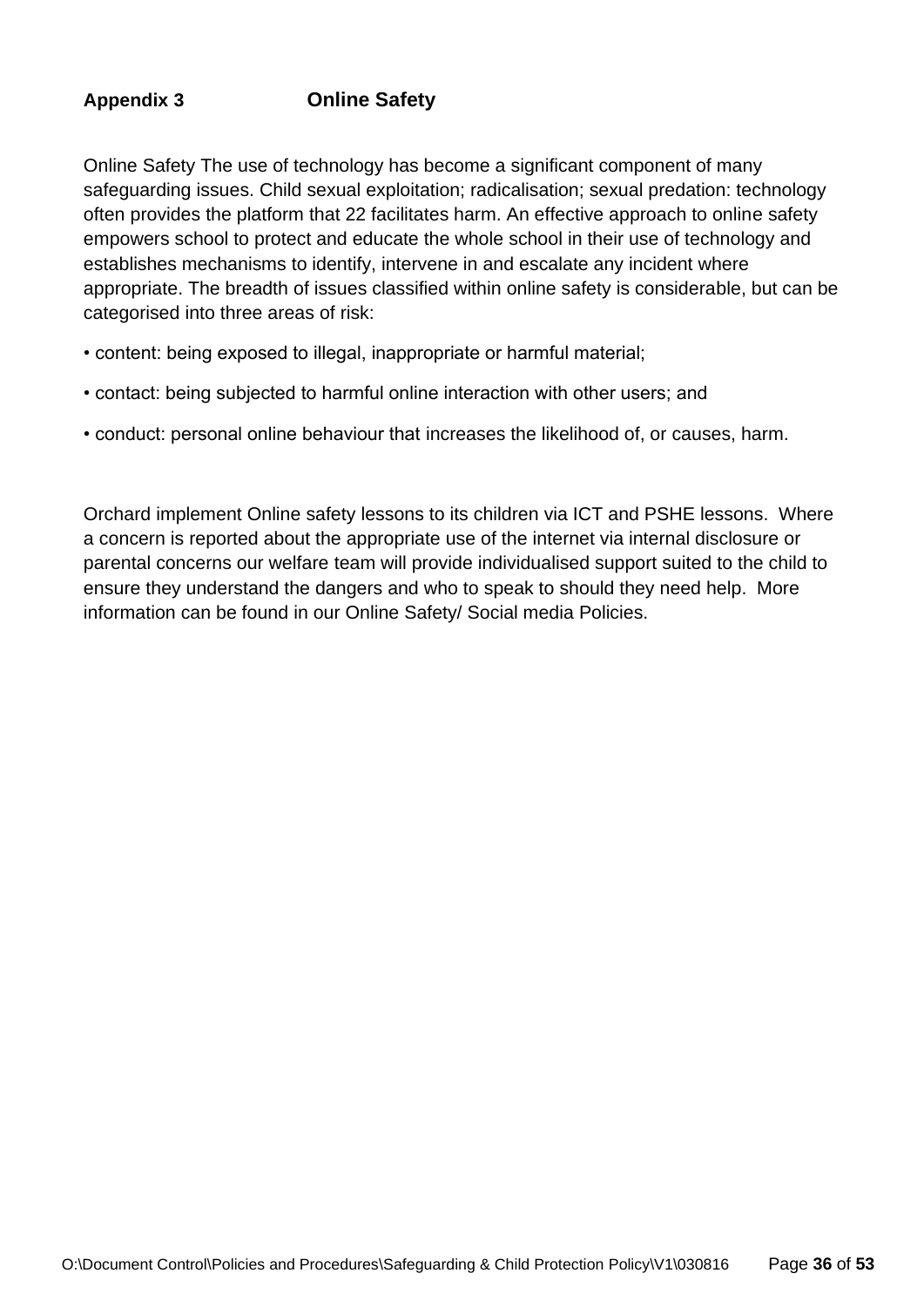## Appendix 3 Online Safety

Online Safety The use of technology has become a significant component of many safeguarding issues. Child sexual exploitation; radicalisation; sexual predation: technology often provides the platform that 22 facilitates harm. An effective approach to online safety empowers school to protect and educate the whole school in their use of technology and establishes mechanisms to identify, intervene in and escalate any incident where appropriate. The breadth of issues classified within online safety is considerable, but can be categorised into three areas of risk:

- content: being exposed to illegal, inappropriate or harmful material;
- contact: being subjected to harmful online interaction with other users; and
- conduct: personal online behaviour that increases the likelihood of, or causes, harm.

Orchard implement Online safety lessons to its children via ICT and PSHE lessons. Where a concern is reported about the appropriate use of the internet via internal disclosure or parental concerns our welfare team will provide individualised support suited to the child to ensure they understand the dangers and who to speak to should they need help. More information can be found in our Online Safety/ Social media Policies.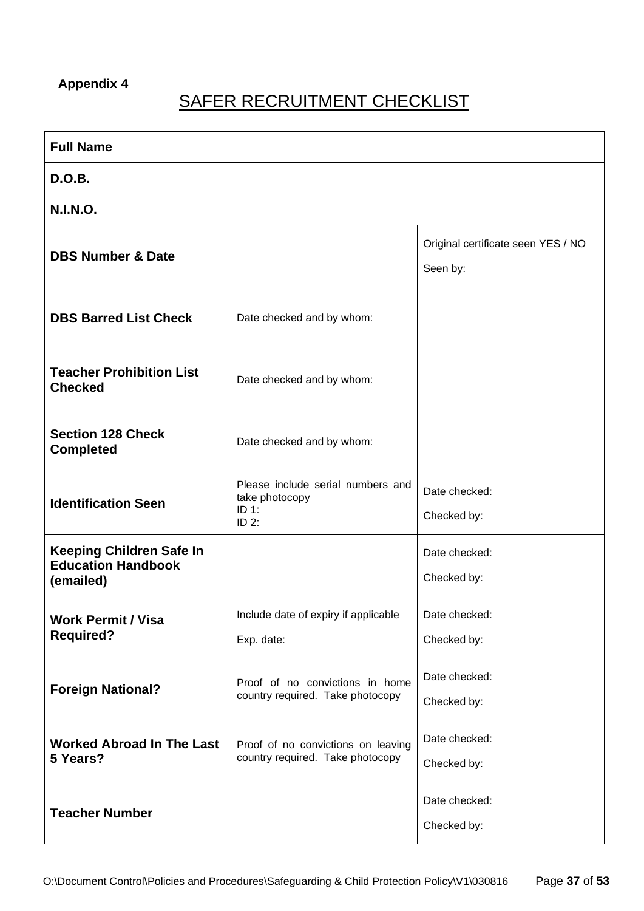**Appendix 4**

# SAFER RECRUITMENT CHECKLIST

| | | |
|---|---|---|
| **Full Name** | | |
| **D.O.B.** | | |
| **N.I.N.O.** | | |
| **DBS Number & Date** | | Original certificate seen YES / NO<br>Seen by: |
| **DBS Barred List Check** | Date checked and by whom: | |
| **Teacher Prohibition List Checked** | Date checked and by whom: | |
| **Section 128 Check Completed** | Date checked and by whom: | |
| **Identification Seen** | Please include serial numbers and take photocopy<br>ID 1:<br>ID 2: | Date checked:<br>Checked by: |
| **Keeping Children Safe In Education Handbook (emailed)** | | Date checked:<br>Checked by: |
| **Work Permit / Visa Required?** | Include date of expiry if applicable<br>Exp. date: | Date checked:<br>Checked by: |
| **Foreign National?** | Proof of no convictions in home country required. Take photocopy | Date checked:<br>Checked by: |
| **Worked Abroad In The Last 5 Years?** | Proof of no convictions on leaving country required. Take photocopy | Date checked:<br>Checked by: |
| **Teacher Number** | | Date checked:<br>Checked by: |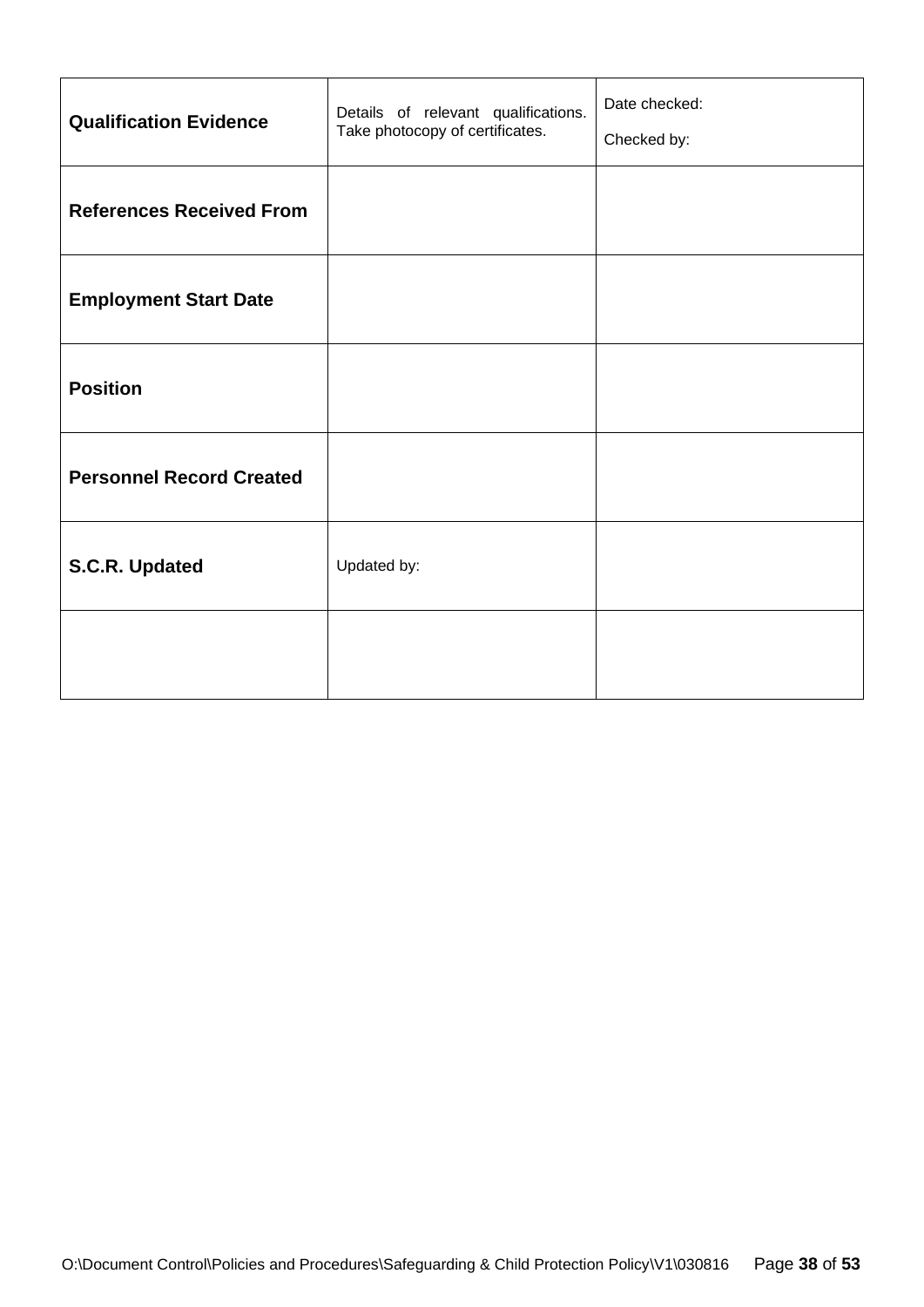| | | |
|---|---|---|
| **Qualification Evidence** | Details of relevant qualifications. Take photocopy of certificates. | Date checked:<br><br>Checked by: |
| **References Received From** | | |
| **Employment Start Date** | | |
| **Position** | | |
| **Personnel Record Created** | | |
| **S.C.R. Updated** | Updated by: | |
| | | |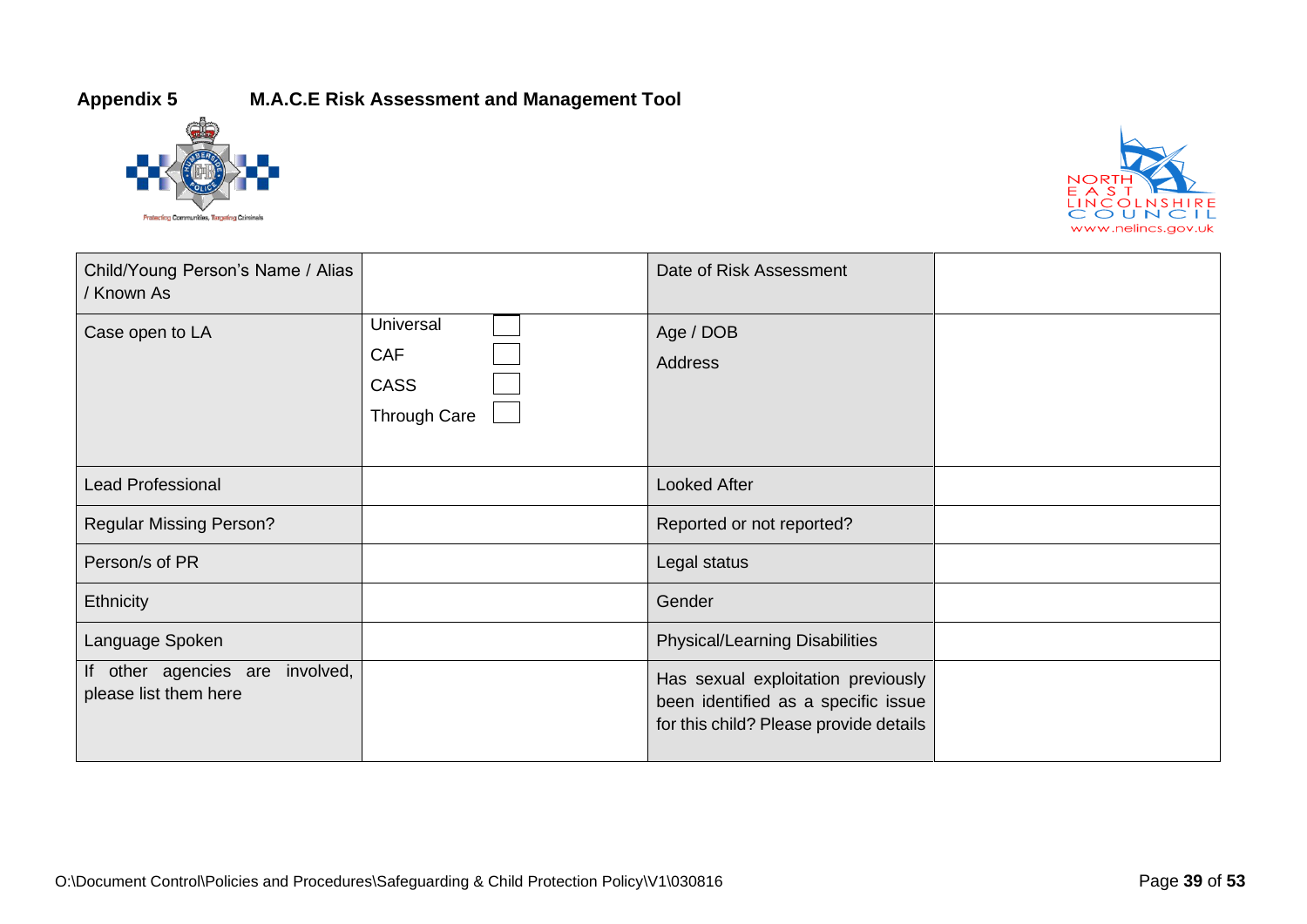**Appendix 5 M.A.C.E Risk Assessment and Management Tool**

| Child/Young Person's Name / Alias / Known As | | Date of Risk Assessment | |
|---|---|---|---|
| Case open to LA | Universal ☐<br>CAF ☐<br>CASS ☐<br>Through Care ☐ | Age / DOB<br>Address | |
| Lead Professional | | Looked After | |
| Regular Missing Person? | | Reported or not reported? | |
| Person/s of PR | | Legal status | |
| Ethnicity | | Gender | |
| Language Spoken | | Physical/Learning Disabilities | |
| If other agencies are involved, please list them here | | Has sexual exploitation previously been identified as a specific issue for this child? Please provide details | |

O:\Document Control\Policies and Procedures\Safeguarding & Child Protection Policy\V1\030816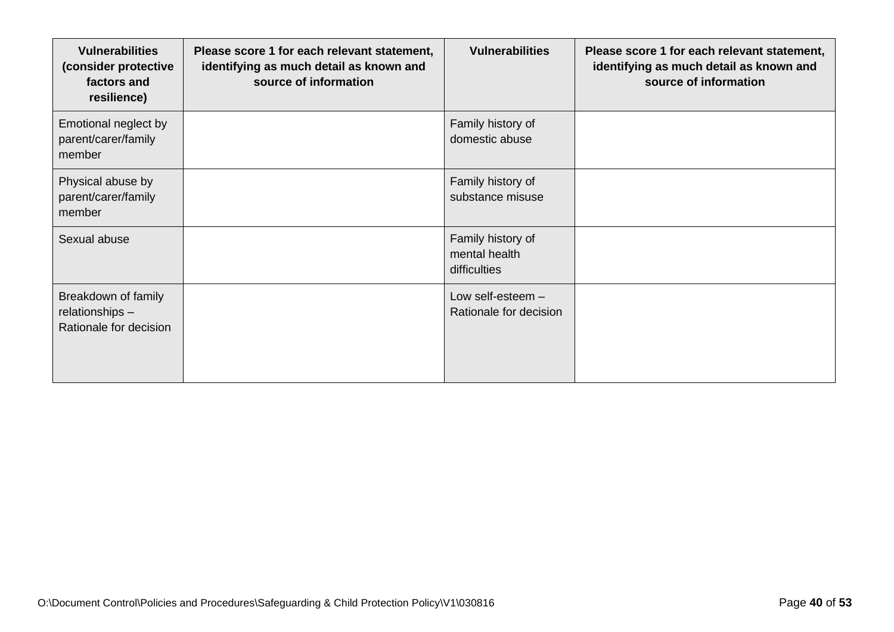| Vulnerabilities (consider protective factors and resilience) | Please score 1 for each relevant statement, identifying as much detail as known and source of information | Vulnerabilities | Please score 1 for each relevant statement, identifying as much detail as known and source of information |
|---|---|---|---|
| Emotional neglect by parent/carer/family member | | Family history of domestic abuse | |
| Physical abuse by parent/carer/family member | | Family history of substance misuse | |
| Sexual abuse | | Family history of mental health difficulties | |
| Breakdown of family relationships – Rationale for decision | | Low self-esteem – Rationale for decision | |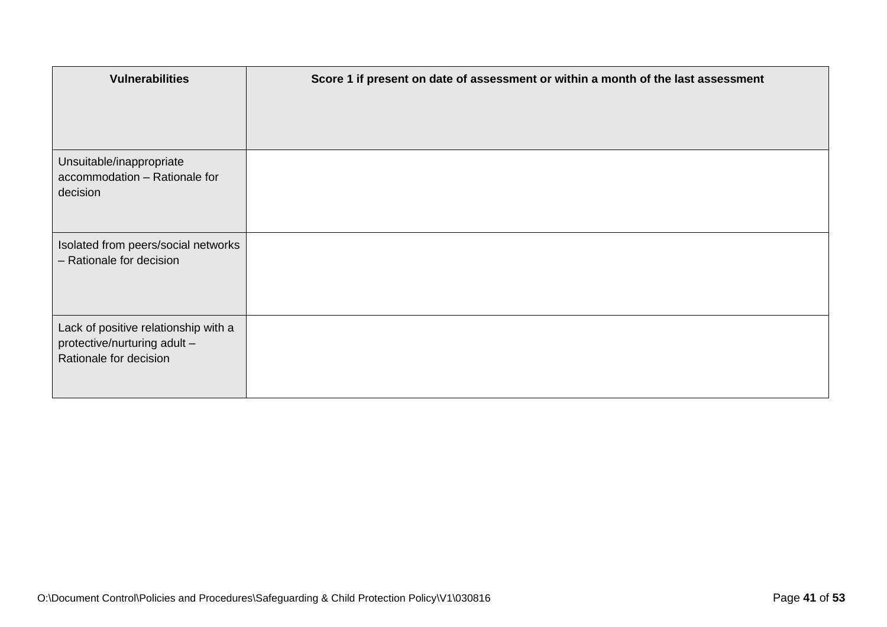| Vulnerabilities | Score 1 if present on date of assessment or within a month of the last assessment |
|---|---|
| Unsuitable/inappropriate accommodation – Rationale for decision | |
| Isolated from peers/social networks – Rationale for decision | |
| Lack of positive relationship with a protective/nurturing adult – Rationale for decision | |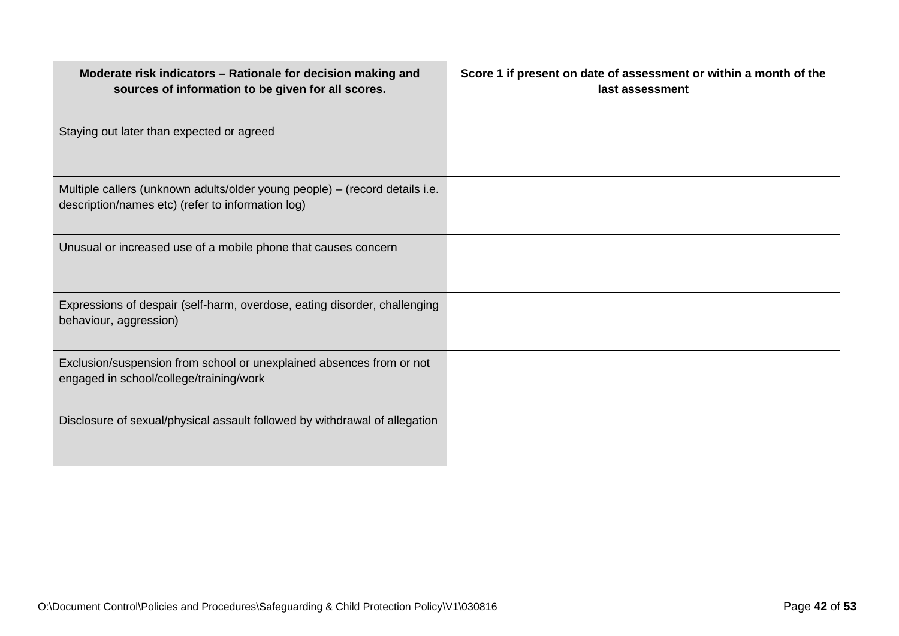| Moderate risk indicators – Rationale for decision making and sources of information to be given for all scores. | Score 1 if present on date of assessment or within a month of the last assessment |
|---|---|
| Staying out later than expected or agreed | |
| Multiple callers (unknown adults/older young people) – (record details i.e. description/names etc) (refer to information log) | |
| Unusual or increased use of a mobile phone that causes concern | |
| Expressions of despair (self-harm, overdose, eating disorder, challenging behaviour, aggression) | |
| Exclusion/suspension from school or unexplained absences from or not engaged in school/college/training/work | |
| Disclosure of sexual/physical assault followed by withdrawal of allegation | |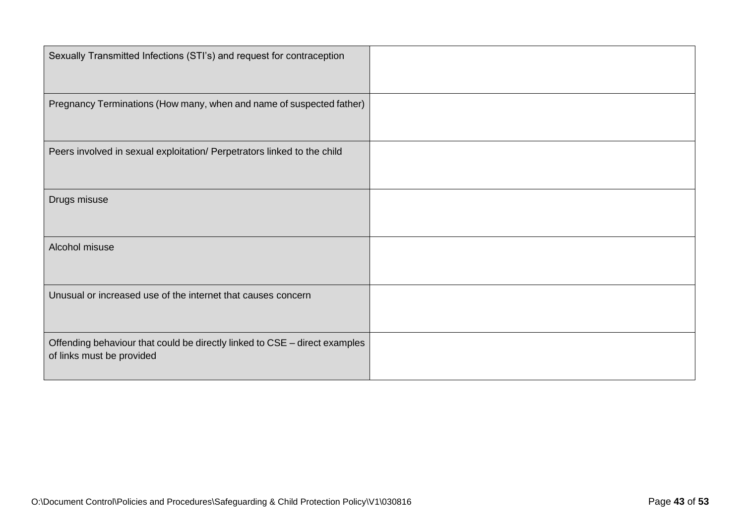| | |
|---|---|
| Sexually Transmitted Infections (STI's) and request for contraception | |
| Pregnancy Terminations (How many, when and name of suspected father) | |
| Peers involved in sexual exploitation/ Perpetrators linked to the child | |
| Drugs misuse | |
| Alcohol misuse | |
| Unusual or increased use of the internet that causes concern | |
| Offending behaviour that could be directly linked to CSE – direct examples of links must be provided | |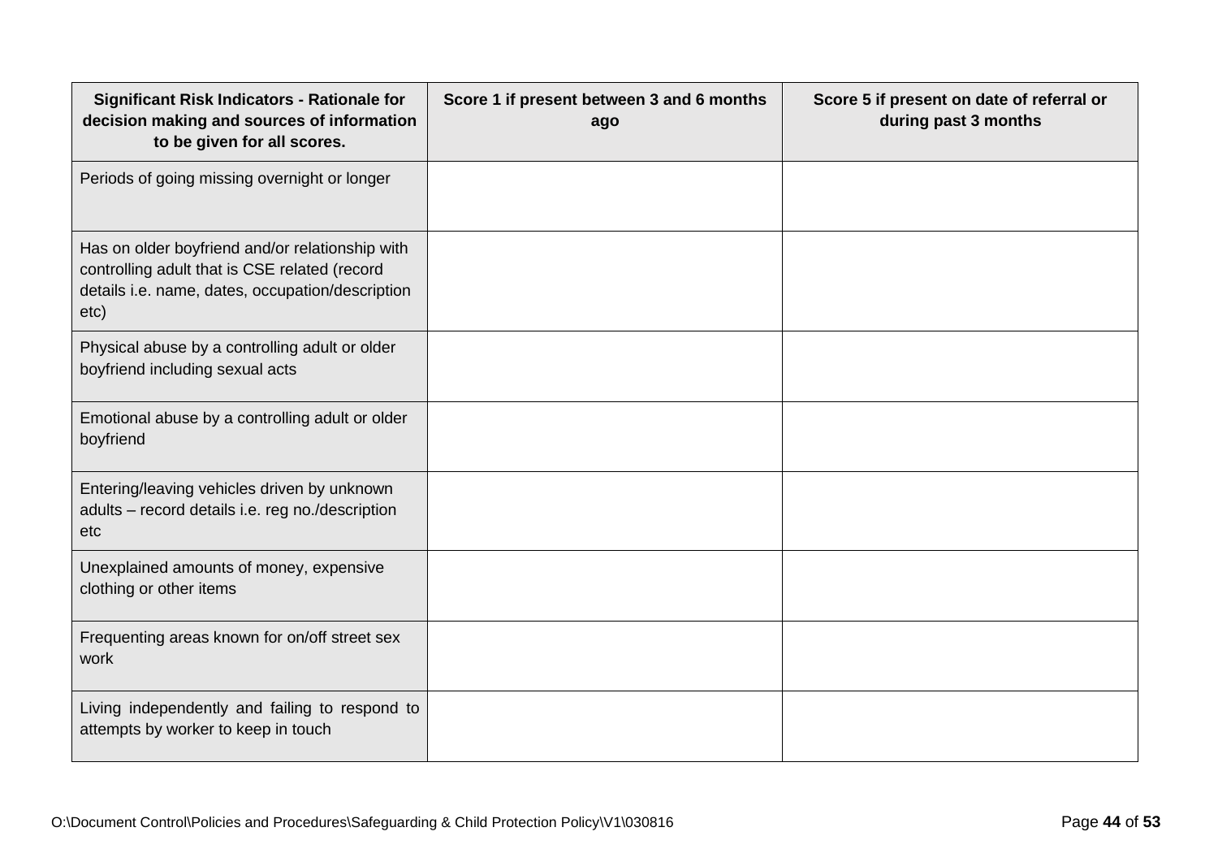| Significant Risk Indicators - Rationale for decision making and sources of information to be given for all scores. | Score 1 if present between 3 and 6 months ago | Score 5 if present on date of referral or during past 3 months |
|---|---|---|
| Periods of going missing overnight or longer | | |
| Has on older boyfriend and/or relationship with controlling adult that is CSE related (record details i.e. name, dates, occupation/description etc) | | |
| Physical abuse by a controlling adult or older boyfriend including sexual acts | | |
| Emotional abuse by a controlling adult or older boyfriend | | |
| Entering/leaving vehicles driven by unknown adults – record details i.e. reg no./description etc | | |
| Unexplained amounts of money, expensive clothing or other items | | |
| Frequenting areas known for on/off street sex work | | |
| Living independently and failing to respond to attempts by worker to keep in touch | | |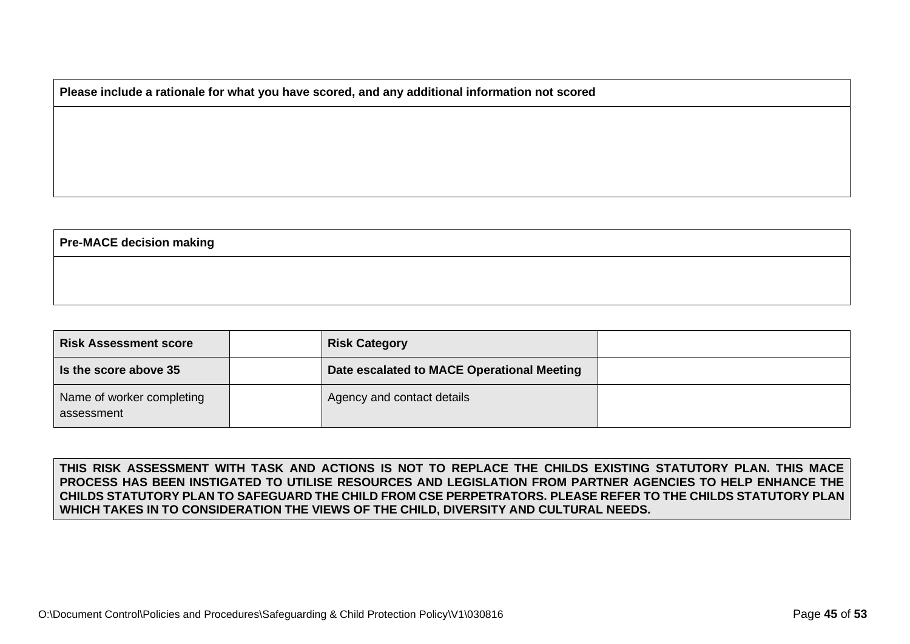| Please include a rationale for what you have scored, and any additional information not scored |
|---|
| |

| Pre-MACE decision making |
|---|
| |

| Risk Assessment score | | Risk Category | |
|---|---|---|---|
| Is the score above 35 | | Date escalated to MACE Operational Meeting | |
| Name of worker completing assessment | | Agency and contact details | |

**THIS RISK ASSESSMENT WITH TASK AND ACTIONS IS NOT TO REPLACE THE CHILDS EXISTING STATUTORY PLAN. THIS MACE PROCESS HAS BEEN INSTIGATED TO UTILISE RESOURCES AND LEGISLATION FROM PARTNER AGENCIES TO HELP ENHANCE THE CHILDS STATUTORY PLAN TO SAFEGUARD THE CHILD FROM CSE PERPETRATORS. PLEASE REFER TO THE CHILDS STATUTORY PLAN WHICH TAKES IN TO CONSIDERATION THE VIEWS OF THE CHILD, DIVERSITY AND CULTURAL NEEDS.**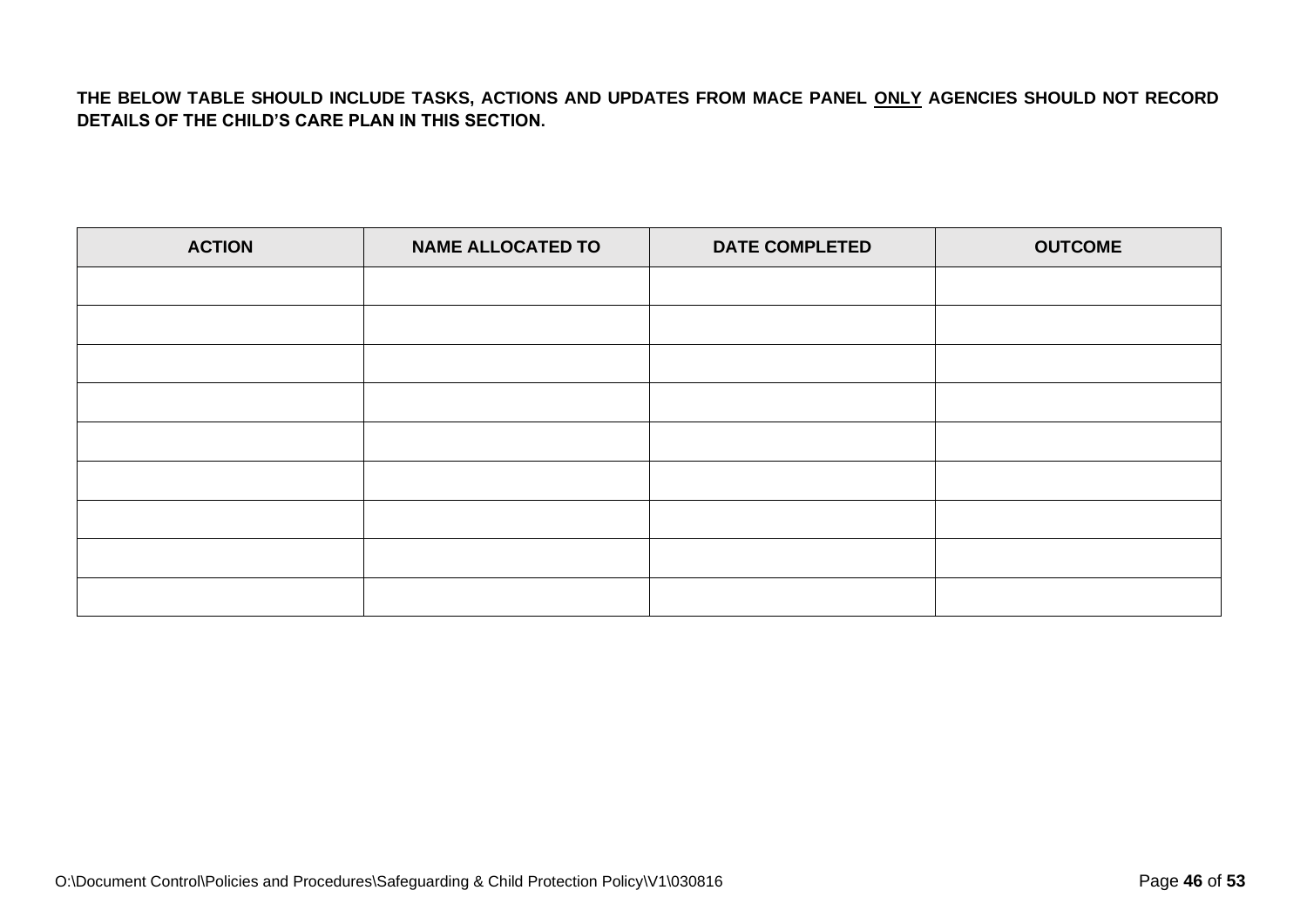**THE BELOW TABLE SHOULD INCLUDE TASKS, ACTIONS AND UPDATES FROM MACE PANEL <u>ONLY</u> AGENCIES SHOULD NOT RECORD DETAILS OF THE CHILD'S CARE PLAN IN THIS SECTION.**

| ACTION | NAME ALLOCATED TO | DATE COMPLETED | OUTCOME |
|---|---|---|---|
| | | | |
| | | | |
| | | | |
| | | | |
| | | | |
| | | | |
| | | | |
| | | | |
| | | | |

O:\Document Control\Policies and Procedures\Safeguarding & Child Protection Policy\V1\030816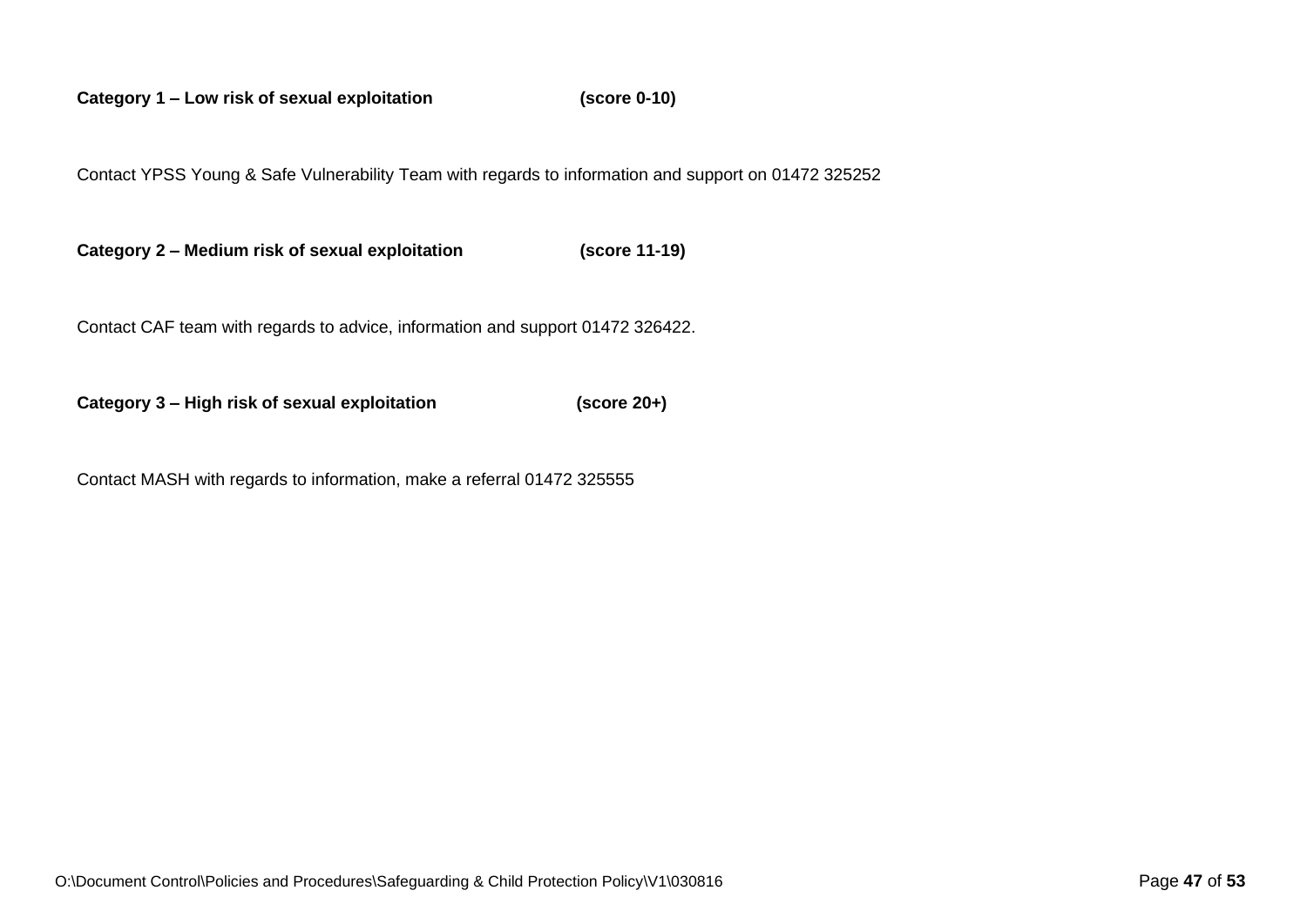**Category 1 – Low risk of sexual exploitation (score 0-10)**

Contact YPSS Young & Safe Vulnerability Team with regards to information and support on 01472 325252

**Category 2 – Medium risk of sexual exploitation (score 11-19)**

Contact CAF team with regards to advice, information and support 01472 326422.

**Category 3 – High risk of sexual exploitation (score 20+)**

Contact MASH with regards to information, make a referral 01472 325555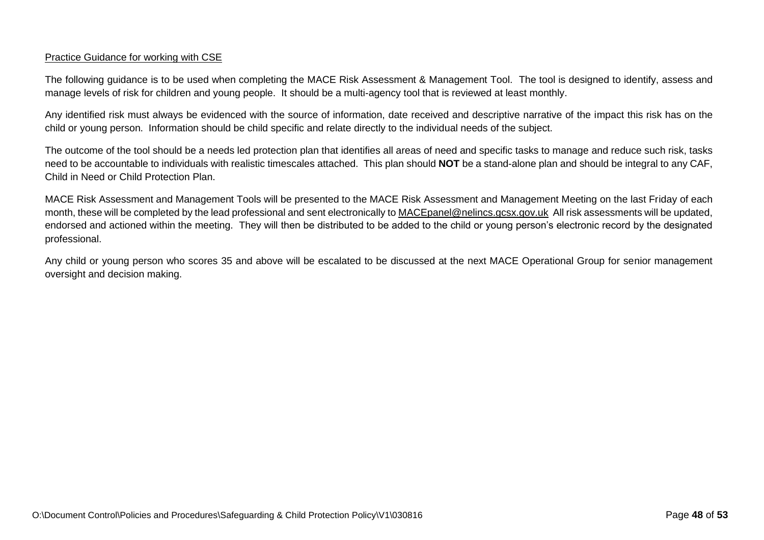<u>Practice Guidance for working with CSE</u>

The following guidance is to be used when completing the MACE Risk Assessment & Management Tool. The tool is designed to identify, assess and manage levels of risk for children and young people. It should be a multi-agency tool that is reviewed at least monthly.

Any identified risk must always be evidenced with the source of information, date received and descriptive narrative of the impact this risk has on the child or young person. Information should be child specific and relate directly to the individual needs of the subject.

The outcome of the tool should be a needs led protection plan that identifies all areas of need and specific tasks to manage and reduce such risk, tasks need to be accountable to individuals with realistic timescales attached. This plan should **NOT** be a stand-alone plan and should be integral to any CAF, Child in Need or Child Protection Plan.

MACE Risk Assessment and Management Tools will be presented to the MACE Risk Assessment and Management Meeting on the last Friday of each month, these will be completed by the lead professional and sent electronically to MACEpanel@nelincs.gcsx.gov.uk All risk assessments will be updated, endorsed and actioned within the meeting. They will then be distributed to be added to the child or young person's electronic record by the designated professional.

Any child or young person who scores 35 and above will be escalated to be discussed at the next MACE Operational Group for senior management oversight and decision making.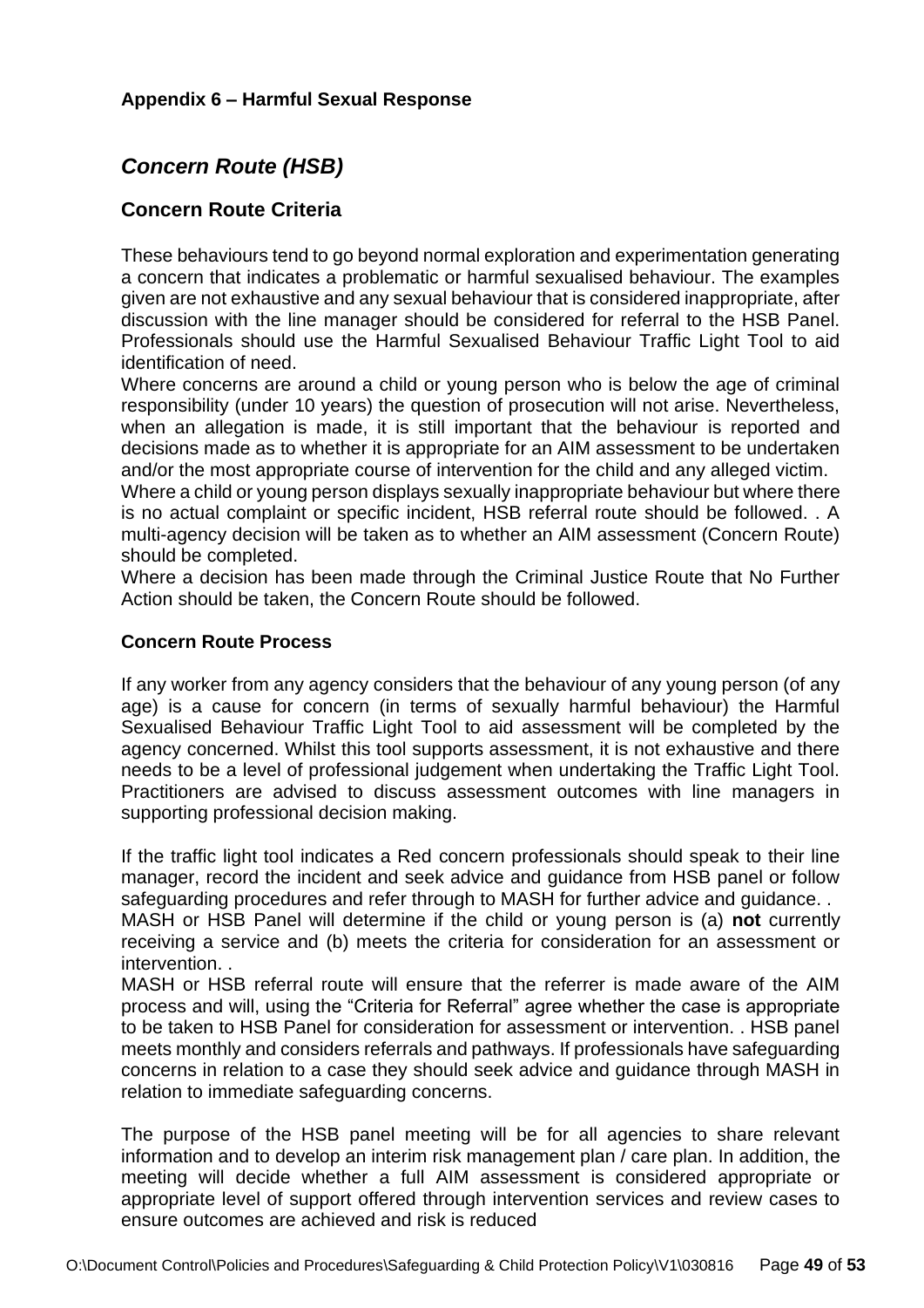**Appendix 6 – Harmful Sexual Response**

## *Concern Route (HSB)*

### Concern Route Criteria

These behaviours tend to go beyond normal exploration and experimentation generating a concern that indicates a problematic or harmful sexualised behaviour. The examples given are not exhaustive and any sexual behaviour that is considered inappropriate, after discussion with the line manager should be considered for referral to the HSB Panel. Professionals should use the Harmful Sexualised Behaviour Traffic Light Tool to aid identification of need.

Where concerns are around a child or young person who is below the age of criminal responsibility (under 10 years) the question of prosecution will not arise. Nevertheless, when an allegation is made, it is still important that the behaviour is reported and decisions made as to whether it is appropriate for an AIM assessment to be undertaken and/or the most appropriate course of intervention for the child and any alleged victim.

Where a child or young person displays sexually inappropriate behaviour but where there is no actual complaint or specific incident, HSB referral route should be followed. . A multi-agency decision will be taken as to whether an AIM assessment (Concern Route) should be completed.

Where a decision has been made through the Criminal Justice Route that No Further Action should be taken, the Concern Route should be followed.

**Concern Route Process**

If any worker from any agency considers that the behaviour of any young person (of any age) is a cause for concern (in terms of sexually harmful behaviour) the Harmful Sexualised Behaviour Traffic Light Tool to aid assessment will be completed by the agency concerned. Whilst this tool supports assessment, it is not exhaustive and there needs to be a level of professional judgement when undertaking the Traffic Light Tool. Practitioners are advised to discuss assessment outcomes with line managers in supporting professional decision making.

If the traffic light tool indicates a Red concern professionals should speak to their line manager, record the incident and seek advice and guidance from HSB panel or follow safeguarding procedures and refer through to MASH for further advice and guidance. .

MASH or HSB Panel will determine if the child or young person is (a) **not** currently receiving a service and (b) meets the criteria for consideration for an assessment or intervention. .

MASH or HSB referral route will ensure that the referrer is made aware of the AIM process and will, using the "Criteria for Referral" agree whether the case is appropriate to be taken to HSB Panel for consideration for assessment or intervention. . HSB panel meets monthly and considers referrals and pathways. If professionals have safeguarding concerns in relation to a case they should seek advice and guidance through MASH in relation to immediate safeguarding concerns.

The purpose of the HSB panel meeting will be for all agencies to share relevant information and to develop an interim risk management plan / care plan. In addition, the meeting will decide whether a full AIM assessment is considered appropriate or appropriate level of support offered through intervention services and review cases to ensure outcomes are achieved and risk is reduced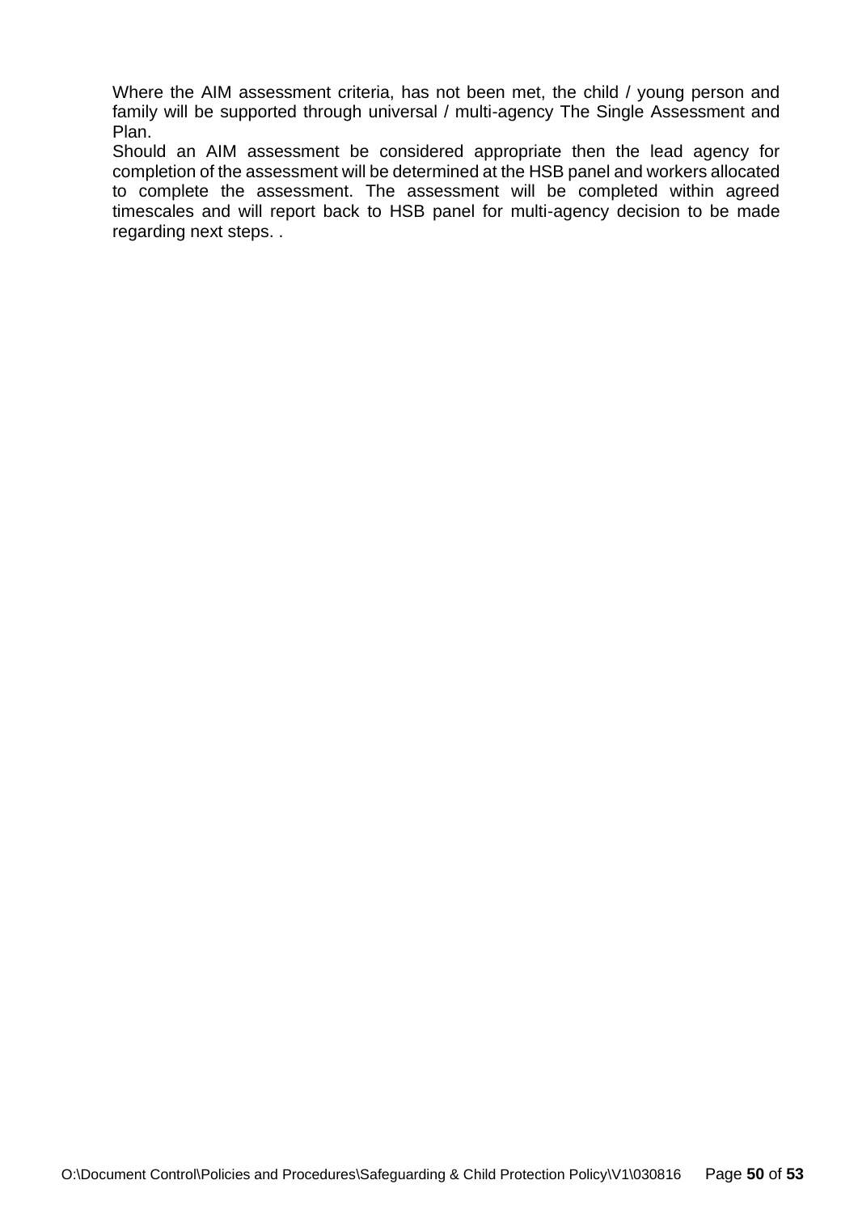Where the AIM assessment criteria, has not been met, the child / young person and family will be supported through universal / multi-agency The Single Assessment and Plan.

Should an AIM assessment be considered appropriate then the lead agency for completion of the assessment will be determined at the HSB panel and workers allocated to complete the assessment. The assessment will be completed within agreed timescales and will report back to HSB panel for multi-agency decision to be made regarding next steps. .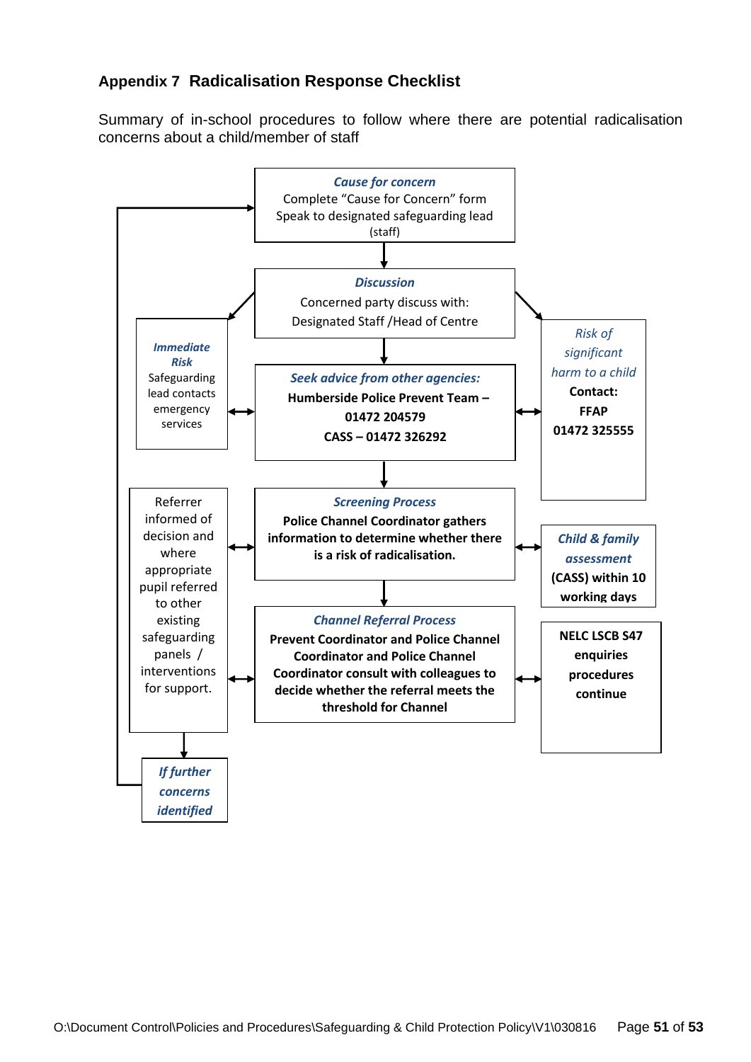## Appendix 7 Radicalisation Response Checklist

Summary of in-school procedures to follow where there are potential radicalisation concerns about a child/member of staff

***Cause for concern***
Complete "Cause for Concern" form
Speak to designated safeguarding lead
(staff)

↓

***Discussion***
Concerned party discuss with:
Designated Staff /Head of Centre

↓

***Seek advice from other agencies:***
**Humberside Police Prevent Team – 01472 204579**
**CASS – 01472 326292**

↔ ***Immediate Risk*** Safeguarding lead contacts emergency services

↔ *Risk of significant harm to a child* **Contact: FFAP 01472 325555**

↓

***Screening Process***
**Police Channel Coordinator gathers information to determine whether there is a risk of radicalisation.**

↔ ***Child & family assessment*** **(CASS) within 10 working days**

↓

***Channel Referral Process***
**Prevent Coordinator and Police Channel Coordinator and Police Channel Coordinator consult with colleagues to decide whether the referral meets the threshold for Channel**

↔ **NELC LSCB S47 enquiries procedures continue**

Referrer informed of decision and where appropriate pupil referred to other existing safeguarding panels / interventions for support.

↓

***If further concerns identified*** → return to *Cause for concern*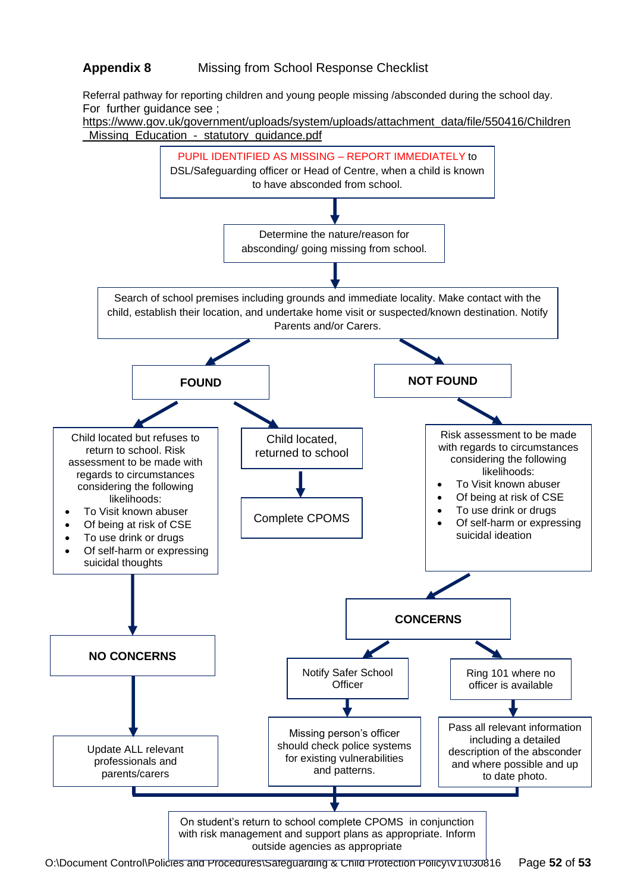## Appendix 8 Missing from School Response Checklist

Referral pathway for reporting children and young people missing /absconded during the school day.
For further guidance see ;
https://www.gov.uk/government/uploads/system/uploads/attachment_data/file/550416/Children_Missing_Education_-_statutory_guidance.pdf

PUPIL IDENTIFIED AS MISSING – REPORT IMMEDIATELY to DSL/Safeguarding officer or Head of Centre, when a child is known to have absconded from school.

↓

Determine the nature/reason for absconding/ going missing from school.

↓

Search of school premises including grounds and immediate locality. Make contact with the child, establish their location, and undertake home visit or suspected/known destination. Notify Parents and/or Carers.

**FOUND**

- Child located but refuses to return to school. Risk assessment to be made with regards to circumstances considering the following likelihoods:
  - To Visit known abuser
  - Of being at risk of CSE
  - To use drink or drugs
  - Of self-harm or expressing suicidal thoughts

  → **NO CONCERNS** → Update ALL relevant professionals and parents/carers

- Child located, returned to school → Complete CPOMS

**NOT FOUND**

Risk assessment to be made with regards to circumstances considering the following likelihoods:

- To Visit known abuser
- Of being at risk of CSE
- To use drink or drugs
- Of self-harm or expressing suicidal ideation

→ **CONCERNS**

- Notify Safer School Officer → Missing person's officer should check police systems for existing vulnerabilities and patterns.
- Ring 101 where no officer is available → Pass all relevant information including a detailed description of the absconder and where possible and up to date photo.

↓

On student's return to school complete CPOMS in conjunction with risk management and support plans as appropriate. Inform outside agencies as appropriate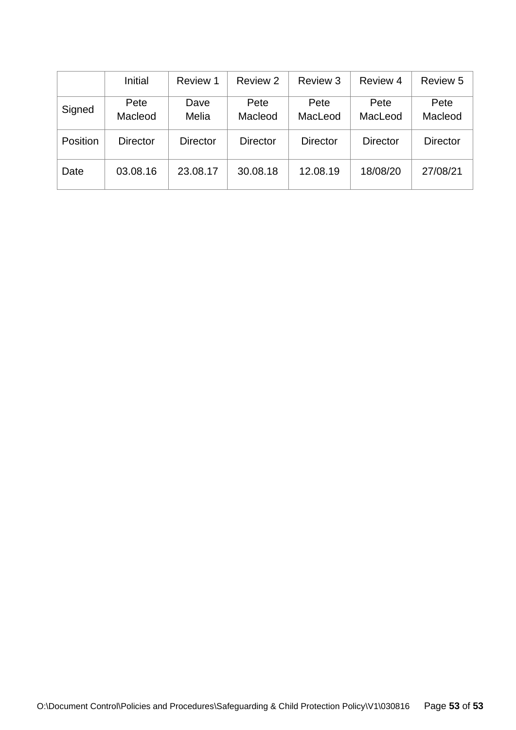| | Initial | Review 1 | Review 2 | Review 3 | Review 4 | Review 5 |
|---|---|---|---|---|---|---|
| Signed | Pete Macleod | Dave Melia | Pete Macleod | Pete MacLeod | Pete MacLeod | Pete Macleod |
| Position | Director | Director | Director | Director | Director | Director |
| Date | 03.08.16 | 23.08.17 | 30.08.18 | 12.08.19 | 18/08/20 | 27/08/21 |